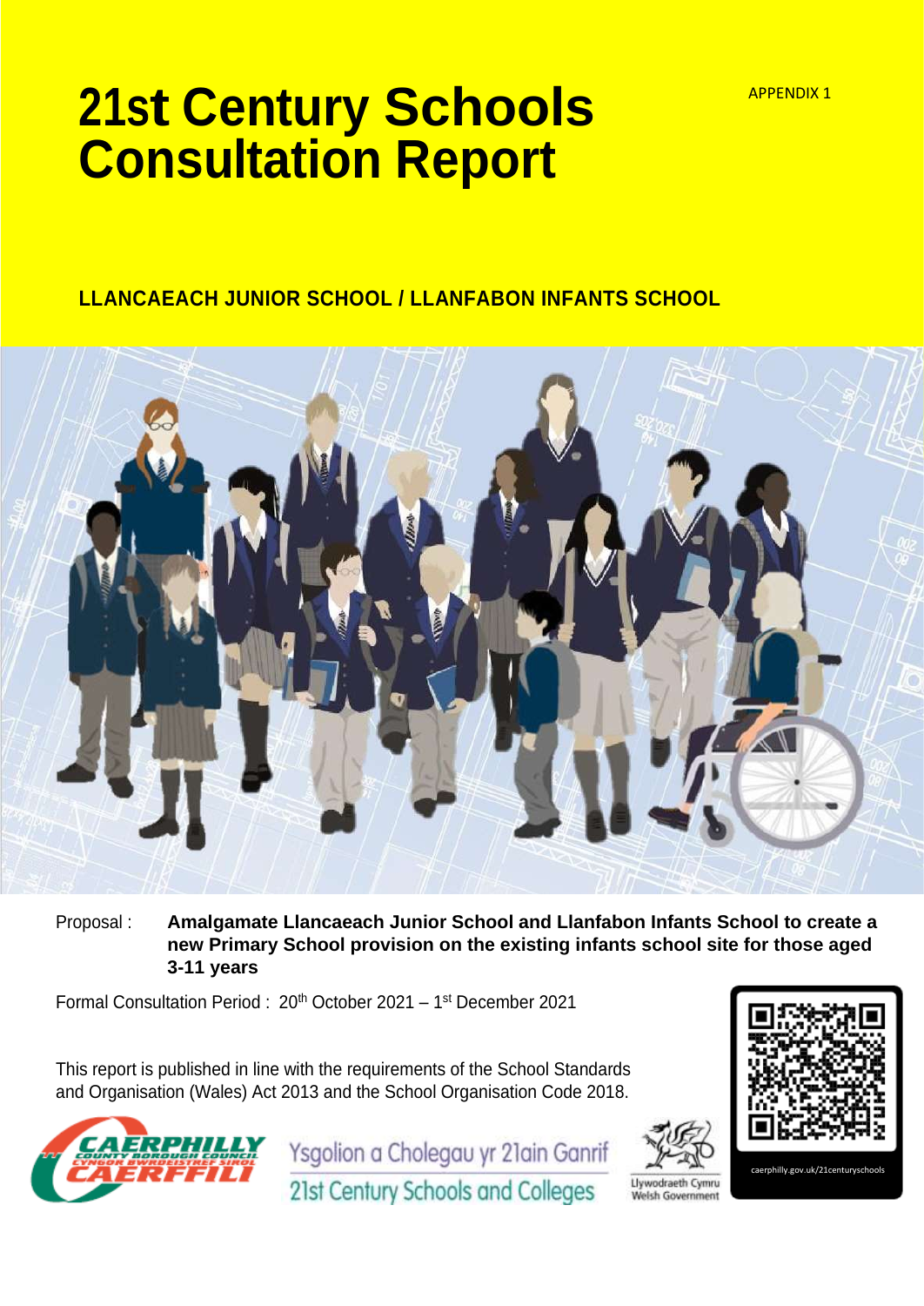APPENDIX 1

# 21st Century Schools Consultation Report

## LLANCAEACH JUNIOR SCHOOL / LLANFABON INFANTS SCHOOL

Proposal : **Amalgamate Llancaeach Junior School and Llanfabon Infants School to create a new Primary School provision on the existing infants school site for those aged 3-11 years**

Formal Consultation Period : 20th October 2021 – 1st December 2021

This report is published in line with the requirements of the School Standards and Organisation (Wales) Act 2013 and the School Organisation Code 2018.

Caerphilly County Borough Council / Cyngor Bwrdeistref Sirol Caerffili

Ysgolion a Cholegau yr 21ain Ganrif
21st Century Schools and Colleges

Llywodraeth Cymru
Welsh Government

caerphilly.gov.uk/21centuryschools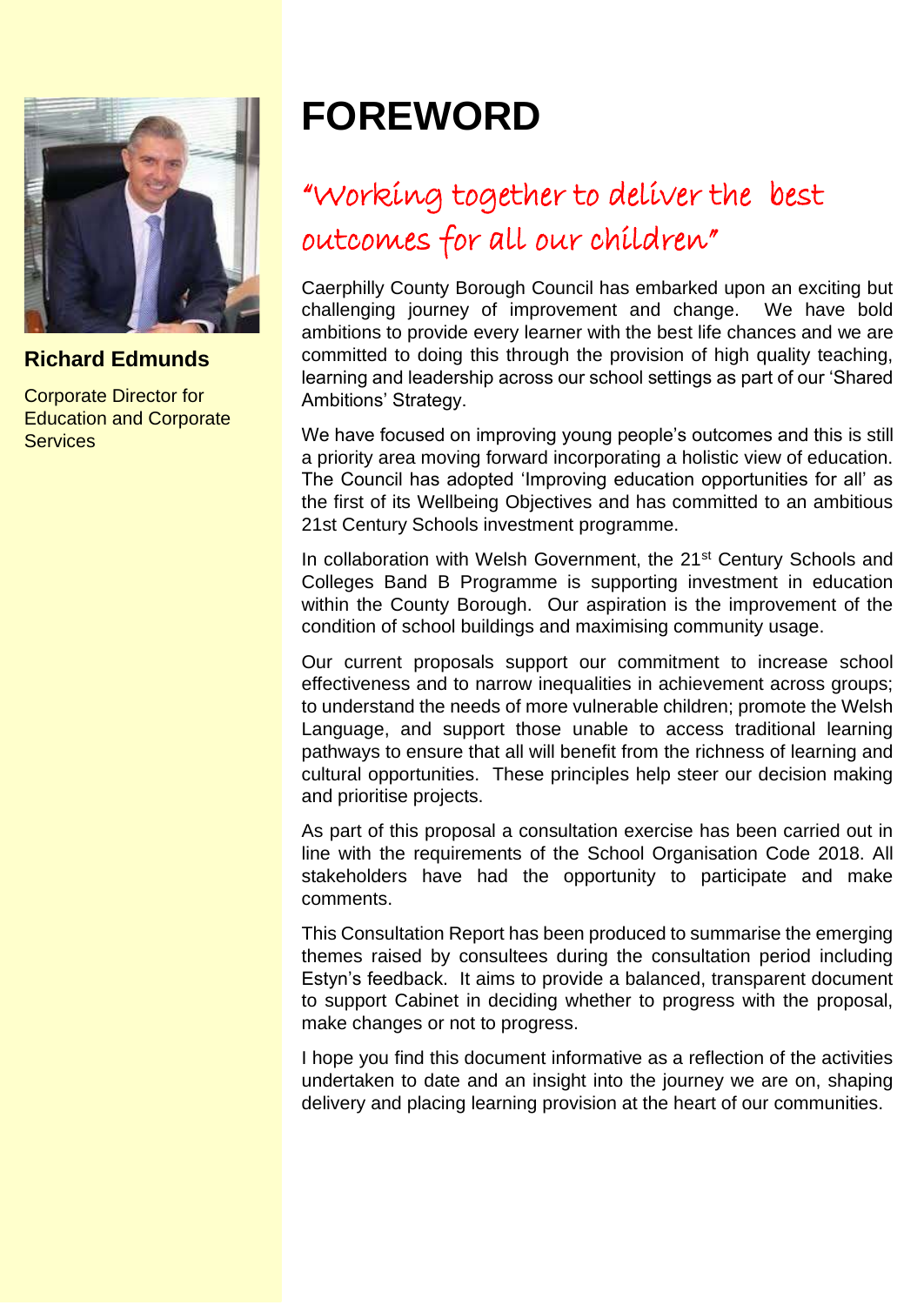**Richard Edmunds**

Corporate Director for Education and Corporate Services

# FOREWORD

## "Working together to deliver the best outcomes for all our children"

Caerphilly County Borough Council has embarked upon an exciting but challenging journey of improvement and change. We have bold ambitions to provide every learner with the best life chances and we are committed to doing this through the provision of high quality teaching, learning and leadership across our school settings as part of our 'Shared Ambitions' Strategy.

We have focused on improving young people's outcomes and this is still a priority area moving forward incorporating a holistic view of education. The Council has adopted 'Improving education opportunities for all' as the first of its Wellbeing Objectives and has committed to an ambitious 21st Century Schools investment programme.

In collaboration with Welsh Government, the 21st Century Schools and Colleges Band B Programme is supporting investment in education within the County Borough. Our aspiration is the improvement of the condition of school buildings and maximising community usage.

Our current proposals support our commitment to increase school effectiveness and to narrow inequalities in achievement across groups; to understand the needs of more vulnerable children; promote the Welsh Language, and support those unable to access traditional learning pathways to ensure that all will benefit from the richness of learning and cultural opportunities. These principles help steer our decision making and prioritise projects.

As part of this proposal a consultation exercise has been carried out in line with the requirements of the School Organisation Code 2018. All stakeholders have had the opportunity to participate and make comments.

This Consultation Report has been produced to summarise the emerging themes raised by consultees during the consultation period including Estyn's feedback. It aims to provide a balanced, transparent document to support Cabinet in deciding whether to progress with the proposal, make changes or not to progress.

I hope you find this document informative as a reflection of the activities undertaken to date and an insight into the journey we are on, shaping delivery and placing learning provision at the heart of our communities.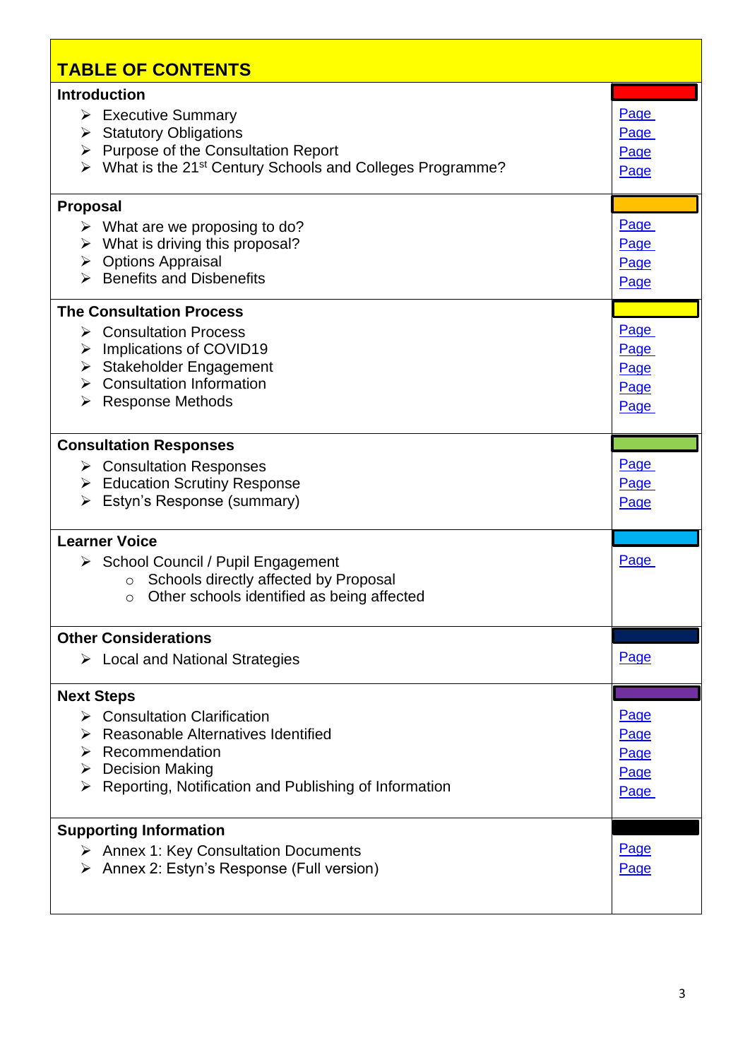## TABLE OF CONTENTS

| Section | Page |
|---|---|
| **Introduction** | |
| ➢ Executive Summary | Page |
| ➢ Statutory Obligations | Page |
| ➢ Purpose of the Consultation Report | Page |
| ➢ What is the 21st Century Schools and Colleges Programme? | Page |
| **Proposal** | |
| ➢ What are we proposing to do? | Page |
| ➢ What is driving this proposal? | Page |
| ➢ Options Appraisal | Page |
| ➢ Benefits and Disbenefits | Page |
| **The Consultation Process** | |
| ➢ Consultation Process | Page |
| ➢ Implications of COVID19 | Page |
| ➢ Stakeholder Engagement | Page |
| ➢ Consultation Information | Page |
| ➢ Response Methods | Page |
| **Consultation Responses** | |
| ➢ Consultation Responses | Page |
| ➢ Education Scrutiny Response | Page |
| ➢ Estyn's Response (summary) | Page |
| **Learner Voice** | |
| ➢ School Council / Pupil Engagement<br>○ Schools directly affected by Proposal<br>○ Other schools identified as being affected | Page |
| **Other Considerations** | |
| ➢ Local and National Strategies | Page |
| **Next Steps** | |
| ➢ Consultation Clarification | Page |
| ➢ Reasonable Alternatives Identified | Page |
| ➢ Recommendation | Page |
| ➢ Decision Making | Page |
| ➢ Reporting, Notification and Publishing of Information | Page |
| **Supporting Information** | |
| ➢ Annex 1: Key Consultation Documents | Page |
| ➢ Annex 2: Estyn's Response (Full version) | Page |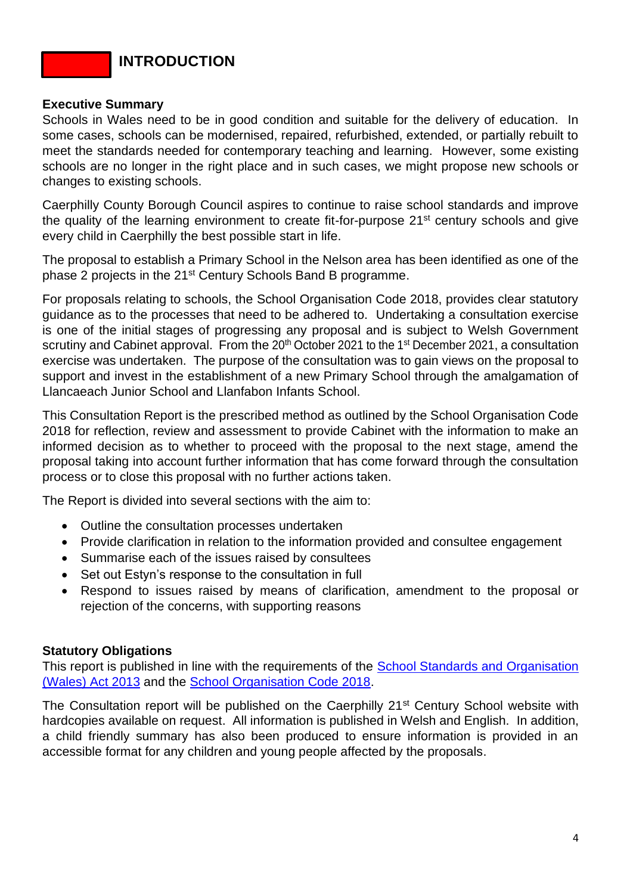# INTRODUCTION

**Executive Summary**

Schools in Wales need to be in good condition and suitable for the delivery of education. In some cases, schools can be modernised, repaired, refurbished, extended, or partially rebuilt to meet the standards needed for contemporary teaching and learning. However, some existing schools are no longer in the right place and in such cases, we might propose new schools or changes to existing schools.

Caerphilly County Borough Council aspires to continue to raise school standards and improve the quality of the learning environment to create fit-for-purpose 21st century schools and give every child in Caerphilly the best possible start in life.

The proposal to establish a Primary School in the Nelson area has been identified as one of the phase 2 projects in the 21st Century Schools Band B programme.

For proposals relating to schools, the School Organisation Code 2018, provides clear statutory guidance as to the processes that need to be adhered to. Undertaking a consultation exercise is one of the initial stages of progressing any proposal and is subject to Welsh Government scrutiny and Cabinet approval. From the 20th October 2021 to the 1st December 2021, a consultation exercise was undertaken. The purpose of the consultation was to gain views on the proposal to support and invest in the establishment of a new Primary School through the amalgamation of Llancaeach Junior School and Llanfabon Infants School.

This Consultation Report is the prescribed method as outlined by the School Organisation Code 2018 for reflection, review and assessment to provide Cabinet with the information to make an informed decision as to whether to proceed with the proposal to the next stage, amend the proposal taking into account further information that has come forward through the consultation process or to close this proposal with no further actions taken.

The Report is divided into several sections with the aim to:

- Outline the consultation processes undertaken
- Provide clarification in relation to the information provided and consultee engagement
- Summarise each of the issues raised by consultees
- Set out Estyn's response to the consultation in full
- Respond to issues raised by means of clarification, amendment to the proposal or rejection of the concerns, with supporting reasons

**Statutory Obligations**

This report is published in line with the requirements of the School Standards and Organisation (Wales) Act 2013 and the School Organisation Code 2018.

The Consultation report will be published on the Caerphilly 21st Century School website with hardcopies available on request. All information is published in Welsh and English. In addition, a child friendly summary has also been produced to ensure information is provided in an accessible format for any children and young people affected by the proposals.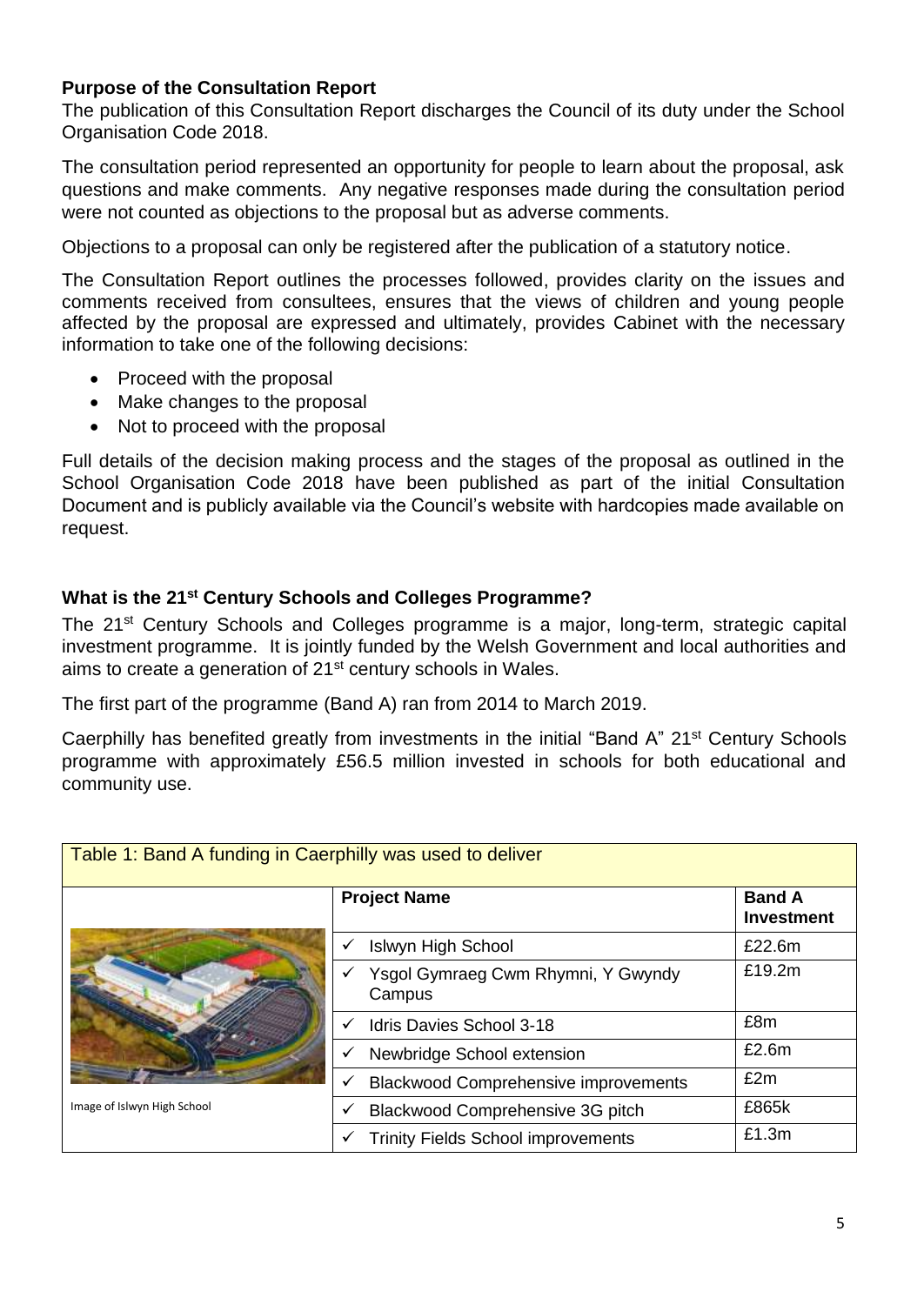## Purpose of the Consultation Report

The publication of this Consultation Report discharges the Council of its duty under the School Organisation Code 2018.

The consultation period represented an opportunity for people to learn about the proposal, ask questions and make comments. Any negative responses made during the consultation period were not counted as objections to the proposal but as adverse comments.

Objections to a proposal can only be registered after the publication of a statutory notice.

The Consultation Report outlines the processes followed, provides clarity on the issues and comments received from consultees, ensures that the views of children and young people affected by the proposal are expressed and ultimately, provides Cabinet with the necessary information to take one of the following decisions:

- Proceed with the proposal
- Make changes to the proposal
- Not to proceed with the proposal

Full details of the decision making process and the stages of the proposal as outlined in the School Organisation Code 2018 have been published as part of the initial Consultation Document and is publicly available via the Council's website with hardcopies made available on request.

## What is the 21st Century Schools and Colleges Programme?

The 21st Century Schools and Colleges programme is a major, long-term, strategic capital investment programme. It is jointly funded by the Welsh Government and local authorities and aims to create a generation of 21st century schools in Wales.

The first part of the programme (Band A) ran from 2014 to March 2019.

Caerphilly has benefited greatly from investments in the initial "Band A" 21st Century Schools programme with approximately £56.5 million invested in schools for both educational and community use.

Table 1: Band A funding in Caerphilly was used to deliver

| | Project Name | Band A Investment |
|---|---|---|
| Image of Islwyn High School | ✓ Islwyn High School | £22.6m |
| | ✓ Ysgol Gymraeg Cwm Rhymni, Y Gwyndy Campus | £19.2m |
| | ✓ Idris Davies School 3-18 | £8m |
| | ✓ Newbridge School extension | £2.6m |
| | ✓ Blackwood Comprehensive improvements | £2m |
| | ✓ Blackwood Comprehensive 3G pitch | £865k |
| | ✓ Trinity Fields School improvements | £1.3m |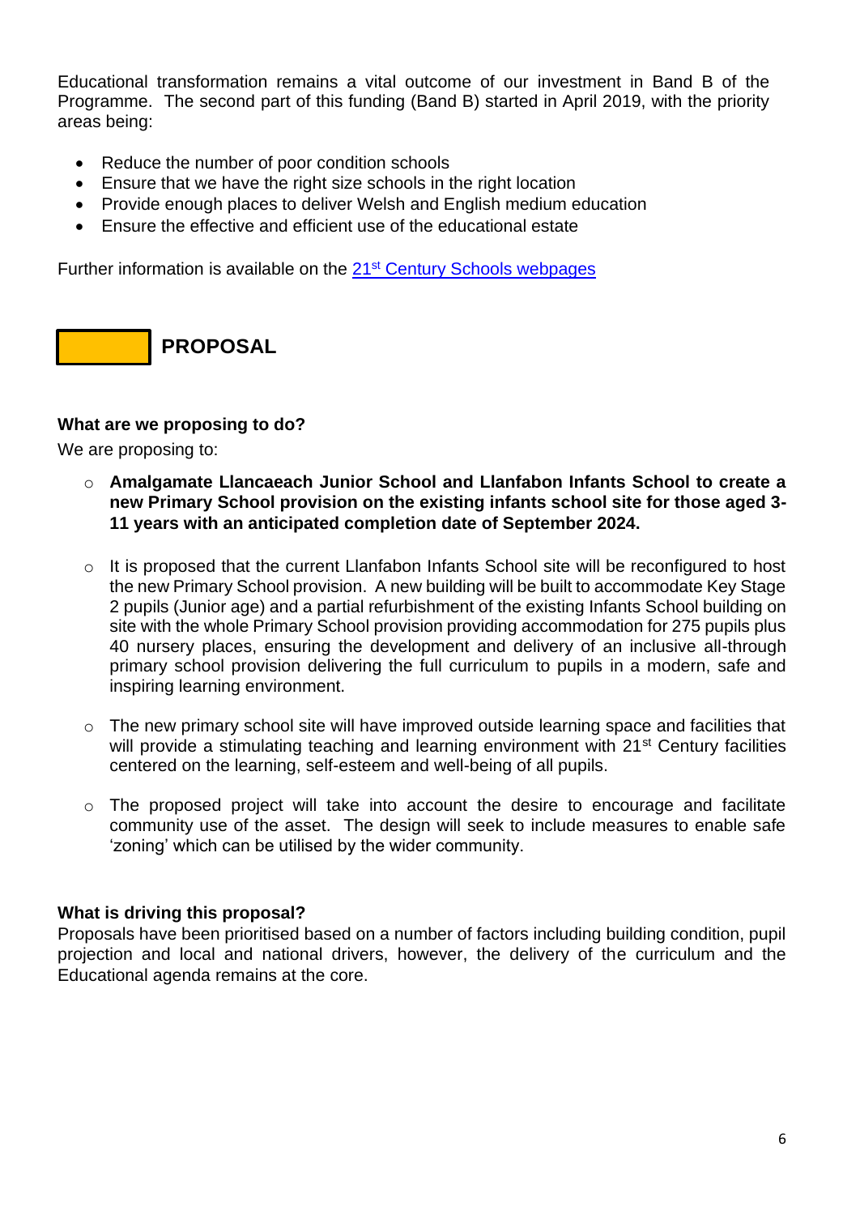Educational transformation remains a vital outcome of our investment in Band B of the Programme. The second part of this funding (Band B) started in April 2019, with the priority areas being:

- Reduce the number of poor condition schools
- Ensure that we have the right size schools in the right location
- Provide enough places to deliver Welsh and English medium education
- Ensure the effective and efficient use of the educational estate

Further information is available on the [21st Century Schools webpages]

## PROPOSAL

### What are we proposing to do?

We are proposing to:

- **Amalgamate Llancaeach Junior School and Llanfabon Infants School to create a new Primary School provision on the existing infants school site for those aged 3-11 years with an anticipated completion date of September 2024.**
- It is proposed that the current Llanfabon Infants School site will be reconfigured to host the new Primary School provision. A new building will be built to accommodate Key Stage 2 pupils (Junior age) and a partial refurbishment of the existing Infants School building on site with the whole Primary School provision providing accommodation for 275 pupils plus 40 nursery places, ensuring the development and delivery of an inclusive all-through primary school provision delivering the full curriculum to pupils in a modern, safe and inspiring learning environment.
- The new primary school site will have improved outside learning space and facilities that will provide a stimulating teaching and learning environment with 21st Century facilities centered on the learning, self-esteem and well-being of all pupils.
- The proposed project will take into account the desire to encourage and facilitate community use of the asset. The design will seek to include measures to enable safe 'zoning' which can be utilised by the wider community.

### What is driving this proposal?

Proposals have been prioritised based on a number of factors including building condition, pupil projection and local and national drivers, however, the delivery of the curriculum and the Educational agenda remains at the core.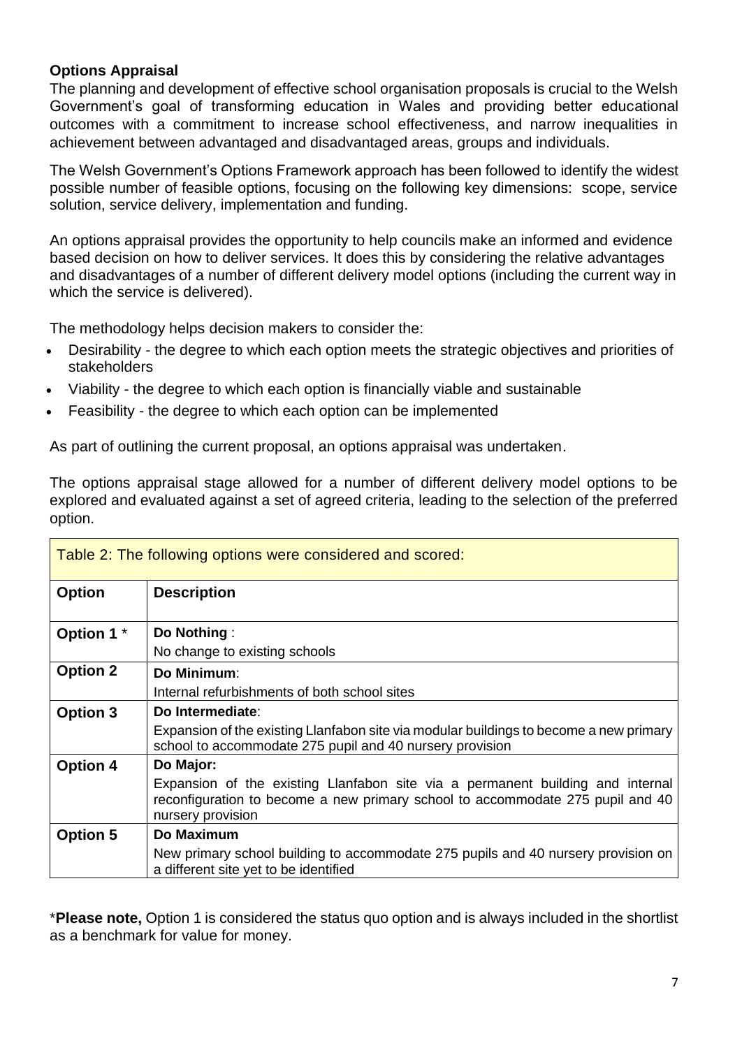**Options Appraisal**

The planning and development of effective school organisation proposals is crucial to the Welsh Government's goal of transforming education in Wales and providing better educational outcomes with a commitment to increase school effectiveness, and narrow inequalities in achievement between advantaged and disadvantaged areas, groups and individuals.

The Welsh Government's Options Framework approach has been followed to identify the widest possible number of feasible options, focusing on the following key dimensions: scope, service solution, service delivery, implementation and funding.

An options appraisal provides the opportunity to help councils make an informed and evidence based decision on how to deliver services. It does this by considering the relative advantages and disadvantages of a number of different delivery model options (including the current way in which the service is delivered).

The methodology helps decision makers to consider the:

- Desirability - the degree to which each option meets the strategic objectives and priorities of stakeholders
- Viability - the degree to which each option is financially viable and sustainable
- Feasibility - the degree to which each option can be implemented

As part of outlining the current proposal, an options appraisal was undertaken.

The options appraisal stage allowed for a number of different delivery model options to be explored and evaluated against a set of agreed criteria, leading to the selection of the preferred option.

Table 2: The following options were considered and scored:

| Option | Description |
|---|---|
| **Option 1** * | **Do Nothing** : No change to existing schools |
| **Option 2** | **Do Minimum**: Internal refurbishments of both school sites |
| **Option 3** | **Do Intermediate**: Expansion of the existing Llanfabon site via modular buildings to become a new primary school to accommodate 275 pupil and 40 nursery provision |
| **Option 4** | **Do Major:** Expansion of the existing Llanfabon site via a permanent building and internal reconfiguration to become a new primary school to accommodate 275 pupil and 40 nursery provision |
| **Option 5** | **Do Maximum** New primary school building to accommodate 275 pupils and 40 nursery provision on a different site yet to be identified |

***Please note,** Option 1 is considered the status quo option and is always included in the shortlist as a benchmark for value for money.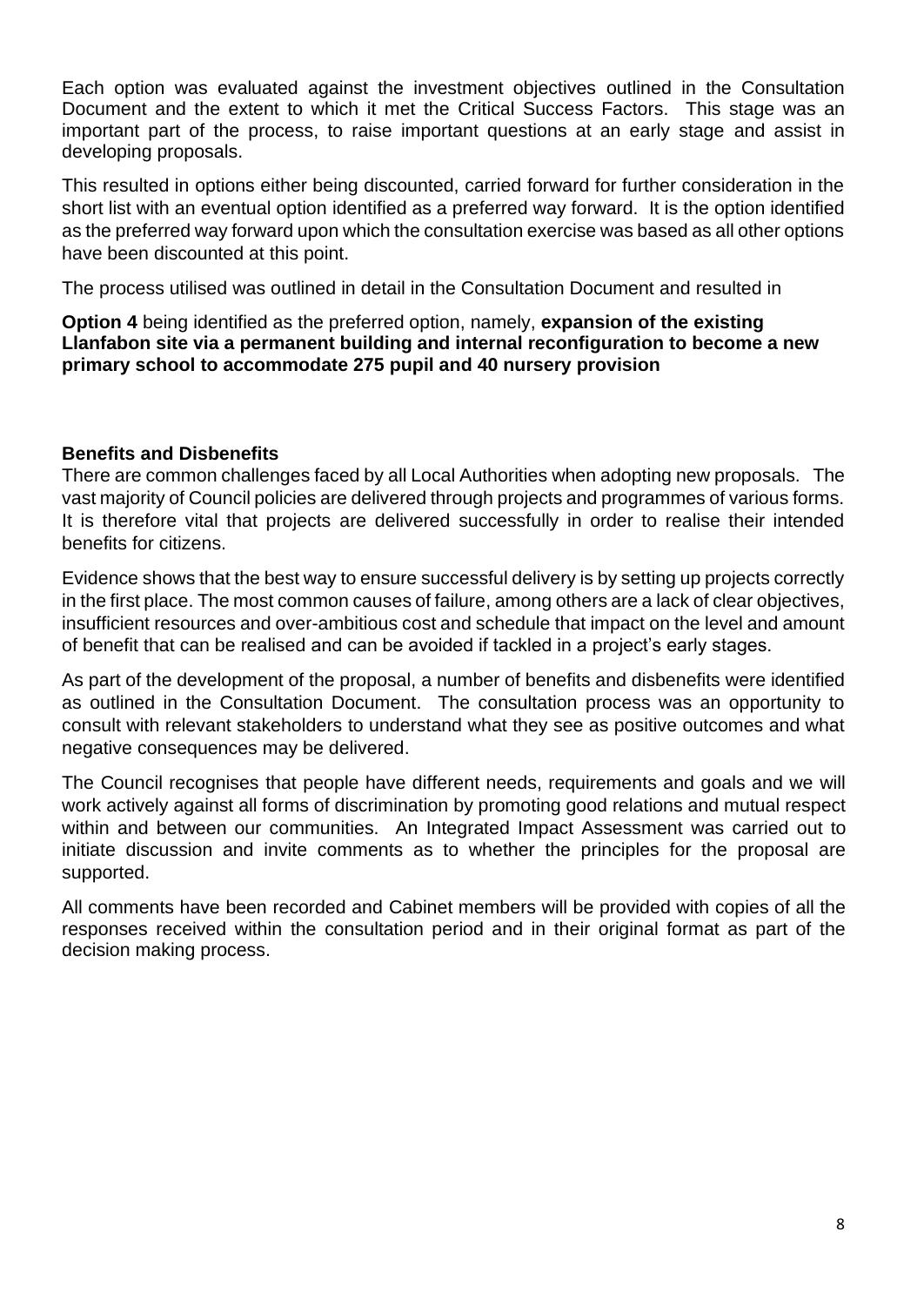Each option was evaluated against the investment objectives outlined in the Consultation Document and the extent to which it met the Critical Success Factors. This stage was an important part of the process, to raise important questions at an early stage and assist in developing proposals.

This resulted in options either being discounted, carried forward for further consideration in the short list with an eventual option identified as a preferred way forward. It is the option identified as the preferred way forward upon which the consultation exercise was based as all other options have been discounted at this point.

The process utilised was outlined in detail in the Consultation Document and resulted in

**Option 4** being identified as the preferred option, namely, **expansion of the existing Llanfabon site via a permanent building and internal reconfiguration to become a new primary school to accommodate 275 pupil and 40 nursery provision**

**Benefits and Disbenefits**

There are common challenges faced by all Local Authorities when adopting new proposals. The vast majority of Council policies are delivered through projects and programmes of various forms. It is therefore vital that projects are delivered successfully in order to realise their intended benefits for citizens.

Evidence shows that the best way to ensure successful delivery is by setting up projects correctly in the first place. The most common causes of failure, among others are a lack of clear objectives, insufficient resources and over-ambitious cost and schedule that impact on the level and amount of benefit that can be realised and can be avoided if tackled in a project's early stages.

As part of the development of the proposal, a number of benefits and disbenefits were identified as outlined in the Consultation Document. The consultation process was an opportunity to consult with relevant stakeholders to understand what they see as positive outcomes and what negative consequences may be delivered.

The Council recognises that people have different needs, requirements and goals and we will work actively against all forms of discrimination by promoting good relations and mutual respect within and between our communities. An Integrated Impact Assessment was carried out to initiate discussion and invite comments as to whether the principles for the proposal are supported.

All comments have been recorded and Cabinet members will be provided with copies of all the responses received within the consultation period and in their original format as part of the decision making process.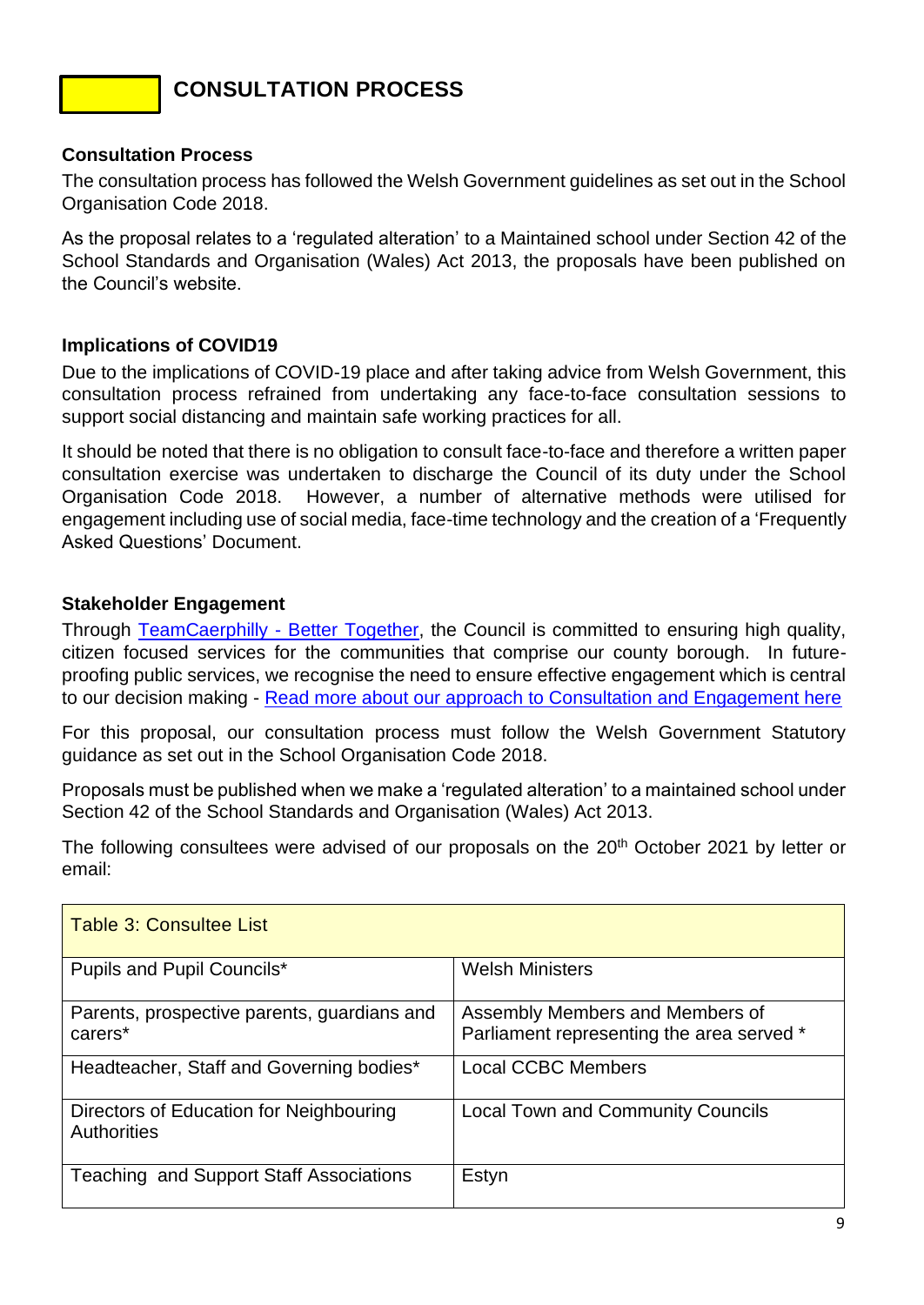# CONSULTATION PROCESS

### Consultation Process

The consultation process has followed the Welsh Government guidelines as set out in the School Organisation Code 2018.

As the proposal relates to a 'regulated alteration' to a Maintained school under Section 42 of the School Standards and Organisation (Wales) Act 2013, the proposals have been published on the Council's website.

### Implications of COVID19

Due to the implications of COVID-19 place and after taking advice from Welsh Government, this consultation process refrained from undertaking any face-to-face consultation sessions to support social distancing and maintain safe working practices for all.

It should be noted that there is no obligation to consult face-to-face and therefore a written paper consultation exercise was undertaken to discharge the Council of its duty under the School Organisation Code 2018. However, a number of alternative methods were utilised for engagement including use of social media, face-time technology and the creation of a 'Frequently Asked Questions' Document.

### Stakeholder Engagement

Through TeamCaerphilly - Better Together, the Council is committed to ensuring high quality, citizen focused services for the communities that comprise our county borough. In future-proofing public services, we recognise the need to ensure effective engagement which is central to our decision making - Read more about our approach to Consultation and Engagement here

For this proposal, our consultation process must follow the Welsh Government Statutory guidance as set out in the School Organisation Code 2018.

Proposals must be published when we make a 'regulated alteration' to a maintained school under Section 42 of the School Standards and Organisation (Wales) Act 2013.

The following consultees were advised of our proposals on the 20th October 2021 by letter or email:

| Table 3: Consultee List | |
|---|---|
| Pupils and Pupil Councils* | Welsh Ministers |
| Parents, prospective parents, guardians and carers* | Assembly Members and Members of Parliament representing the area served * |
| Headteacher, Staff and Governing bodies* | Local CCBC Members |
| Directors of Education for Neighbouring Authorities | Local Town and Community Councils |
| Teaching and Support Staff Associations | Estyn |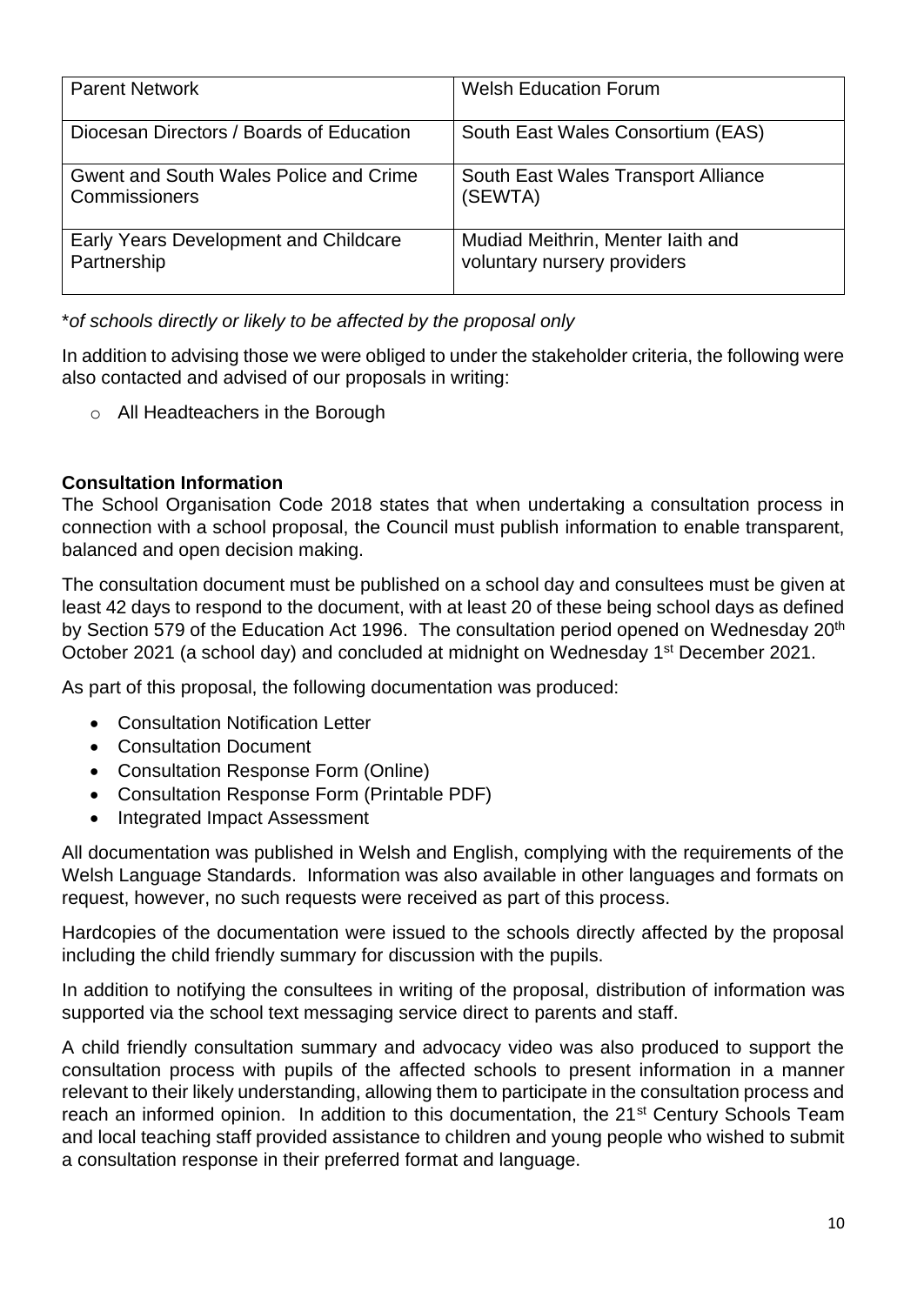| Parent Network | Welsh Education Forum |
|---|---|
| Diocesan Directors / Boards of Education | South East Wales Consortium (EAS) |
| Gwent and South Wales Police and Crime Commissioners | South East Wales Transport Alliance (SEWTA) |
| Early Years Development and Childcare Partnership | Mudiad Meithrin, Menter Iaith and voluntary nursery providers |

*\*of schools directly or likely to be affected by the proposal only*

In addition to advising those we were obliged to under the stakeholder criteria, the following were also contacted and advised of our proposals in writing:

- All Headteachers in the Borough

**Consultation Information**

The School Organisation Code 2018 states that when undertaking a consultation process in connection with a school proposal, the Council must publish information to enable transparent, balanced and open decision making.

The consultation document must be published on a school day and consultees must be given at least 42 days to respond to the document, with at least 20 of these being school days as defined by Section 579 of the Education Act 1996. The consultation period opened on Wednesday 20th October 2021 (a school day) and concluded at midnight on Wednesday 1st December 2021.

As part of this proposal, the following documentation was produced:

- Consultation Notification Letter
- Consultation Document
- Consultation Response Form (Online)
- Consultation Response Form (Printable PDF)
- Integrated Impact Assessment

All documentation was published in Welsh and English, complying with the requirements of the Welsh Language Standards. Information was also available in other languages and formats on request, however, no such requests were received as part of this process.

Hardcopies of the documentation were issued to the schools directly affected by the proposal including the child friendly summary for discussion with the pupils.

In addition to notifying the consultees in writing of the proposal, distribution of information was supported via the school text messaging service direct to parents and staff.

A child friendly consultation summary and advocacy video was also produced to support the consultation process with pupils of the affected schools to present information in a manner relevant to their likely understanding, allowing them to participate in the consultation process and reach an informed opinion. In addition to this documentation, the 21st Century Schools Team and local teaching staff provided assistance to children and young people who wished to submit a consultation response in their preferred format and language.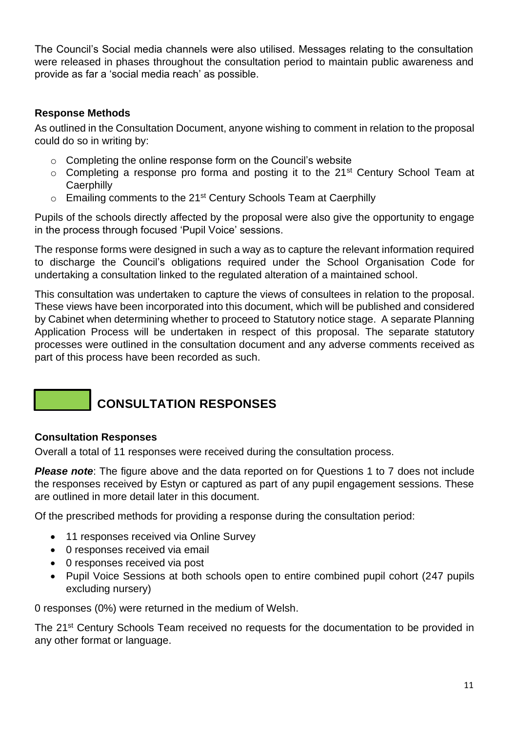The Council's Social media channels were also utilised. Messages relating to the consultation were released in phases throughout the consultation period to maintain public awareness and provide as far a 'social media reach' as possible.

### Response Methods

As outlined in the Consultation Document, anyone wishing to comment in relation to the proposal could do so in writing by:

- Completing the online response form on the Council's website
- Completing a response pro forma and posting it to the 21st Century School Team at Caerphilly
- Emailing comments to the 21st Century Schools Team at Caerphilly

Pupils of the schools directly affected by the proposal were also give the opportunity to engage in the process through focused 'Pupil Voice' sessions.

The response forms were designed in such a way as to capture the relevant information required to discharge the Council's obligations required under the School Organisation Code for undertaking a consultation linked to the regulated alteration of a maintained school.

This consultation was undertaken to capture the views of consultees in relation to the proposal. These views have been incorporated into this document, which will be published and considered by Cabinet when determining whether to proceed to Statutory notice stage. A separate Planning Application Process will be undertaken in respect of this proposal. The separate statutory processes were outlined in the consultation document and any adverse comments received as part of this process have been recorded as such.

## CONSULTATION RESPONSES

### Consultation Responses

Overall a total of 11 responses were received during the consultation process.

***Please note***: The figure above and the data reported on for Questions 1 to 7 does not include the responses received by Estyn or captured as part of any pupil engagement sessions. These are outlined in more detail later in this document.

Of the prescribed methods for providing a response during the consultation period:

- 11 responses received via Online Survey
- 0 responses received via email
- 0 responses received via post
- Pupil Voice Sessions at both schools open to entire combined pupil cohort (247 pupils excluding nursery)

0 responses (0%) were returned in the medium of Welsh.

The 21st Century Schools Team received no requests for the documentation to be provided in any other format or language.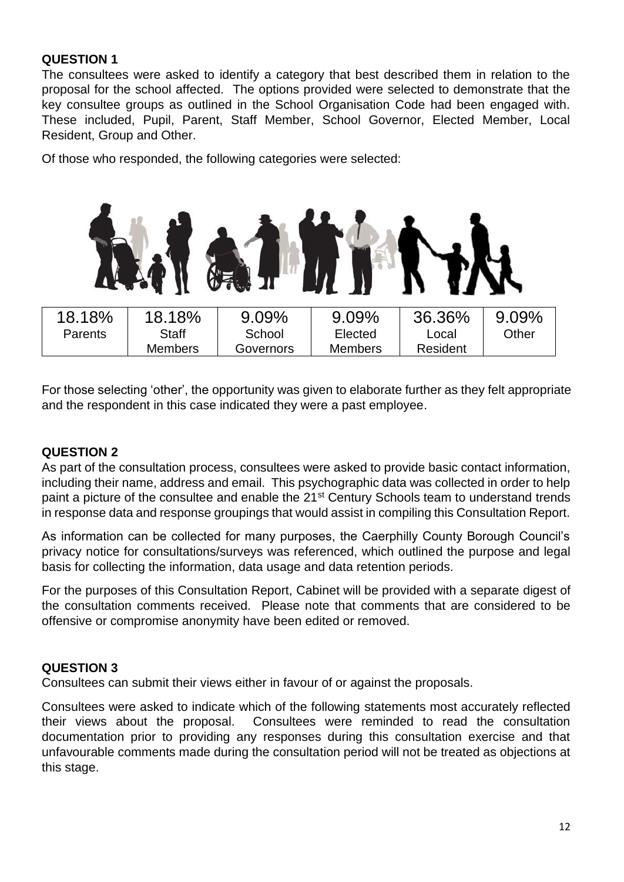**QUESTION 1**

The consultees were asked to identify a category that best described them in relation to the proposal for the school affected. The options provided were selected to demonstrate that the key consultee groups as outlined in the School Organisation Code had been engaged with. These included, Pupil, Parent, Staff Member, School Governor, Elected Member, Local Resident, Group and Other.

Of those who responded, the following categories were selected:

| 18.18% | 18.18% | 9.09% | 9.09% | 36.36% | 9.09% |
|---|---|---|---|---|---|
| Parents | Staff Members | School Governors | Elected Members | Local Resident | Other |

For those selecting 'other', the opportunity was given to elaborate further as they felt appropriate and the respondent in this case indicated they were a past employee.

**QUESTION 2**

As part of the consultation process, consultees were asked to provide basic contact information, including their name, address and email. This psychographic data was collected in order to help paint a picture of the consultee and enable the 21st Century Schools team to understand trends in response data and response groupings that would assist in compiling this Consultation Report.

As information can be collected for many purposes, the Caerphilly County Borough Council's privacy notice for consultations/surveys was referenced, which outlined the purpose and legal basis for collecting the information, data usage and data retention periods.

For the purposes of this Consultation Report, Cabinet will be provided with a separate digest of the consultation comments received. Please note that comments that are considered to be offensive or compromise anonymity have been edited or removed.

**QUESTION 3**

Consultees can submit their views either in favour of or against the proposals.

Consultees were asked to indicate which of the following statements most accurately reflected their views about the proposal. Consultees were reminded to read the consultation documentation prior to providing any responses during this consultation exercise and that unfavourable comments made during the consultation period will not be treated as objections at this stage.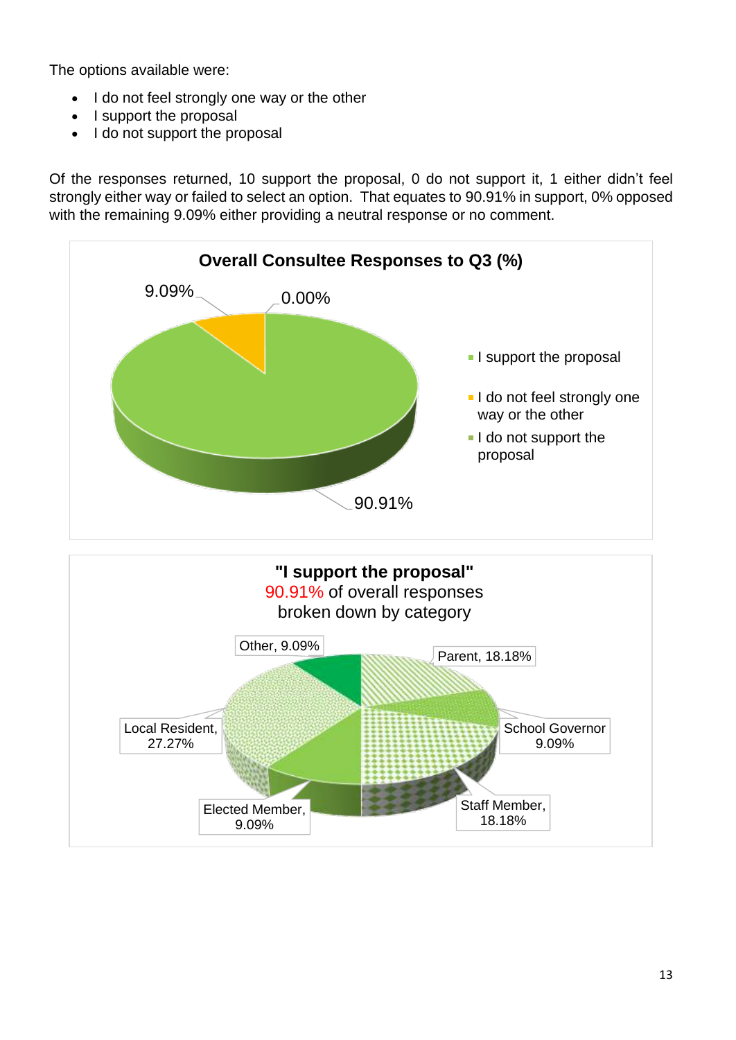The options available were:

- I do not feel strongly one way or the other
- I support the proposal
- I do not support the proposal

Of the responses returned, 10 support the proposal, 0 do not support it, 1 either didn't feel strongly either way or failed to select an option. That equates to 90.91% in support, 0% opposed with the remaining 9.09% either providing a neutral response or no comment.

**Overall Consultee Responses to Q3 (%)**

| Response | % |
|---|---|
| I support the proposal | 90.91% |
| I do not feel strongly one way or the other | 9.09% |
| I do not support the proposal | 0.00% |

**"I support the proposal"**
90.91% of overall responses
broken down by category

| Category | % |
|---|---|
| Parent | 18.18% |
| School Governor | 9.09% |
| Staff Member | 18.18% |
| Elected Member | 9.09% |
| Local Resident | 27.27% |
| Other | 9.09% |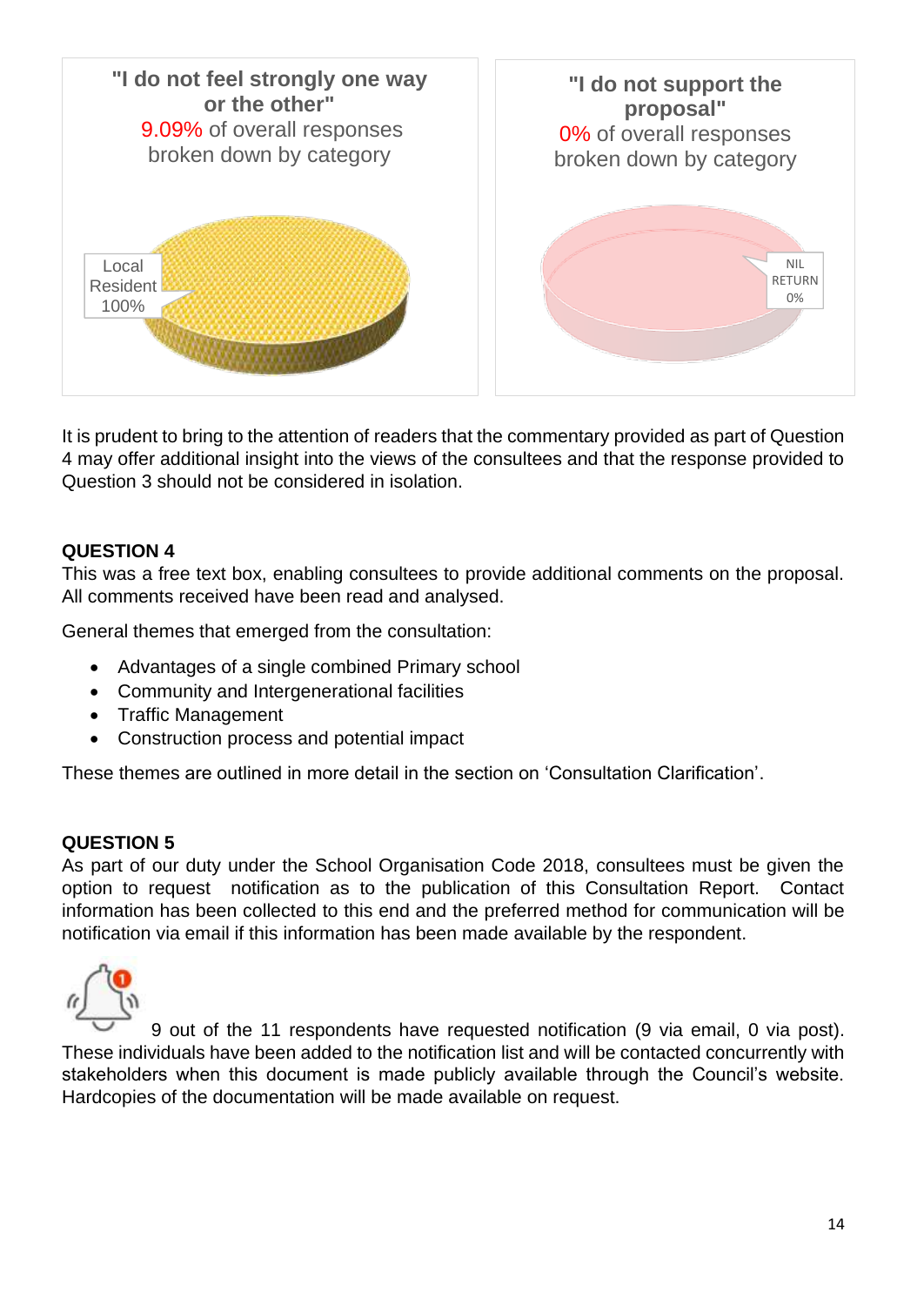"I do not feel strongly one way or the other"
9.09% of overall responses broken down by category

Local Resident 100%

"I do not support the proposal"
0% of overall responses broken down by category

NIL RETURN 0%

It is prudent to bring to the attention of readers that the commentary provided as part of Question 4 may offer additional insight into the views of the consultees and that the response provided to Question 3 should not be considered in isolation.

**QUESTION 4**

This was a free text box, enabling consultees to provide additional comments on the proposal. All comments received have been read and analysed.

General themes that emerged from the consultation:

- Advantages of a single combined Primary school
- Community and Intergenerational facilities
- Traffic Management
- Construction process and potential impact

These themes are outlined in more detail in the section on 'Consultation Clarification'.

**QUESTION 5**

As part of our duty under the School Organisation Code 2018, consultees must be given the option to request notification as to the publication of this Consultation Report. Contact information has been collected to this end and the preferred method for communication will be notification via email if this information has been made available by the respondent.

9 out of the 11 respondents have requested notification (9 via email, 0 via post). These individuals have been added to the notification list and will be contacted concurrently with stakeholders when this document is made publicly available through the Council's website. Hardcopies of the documentation will be made available on request.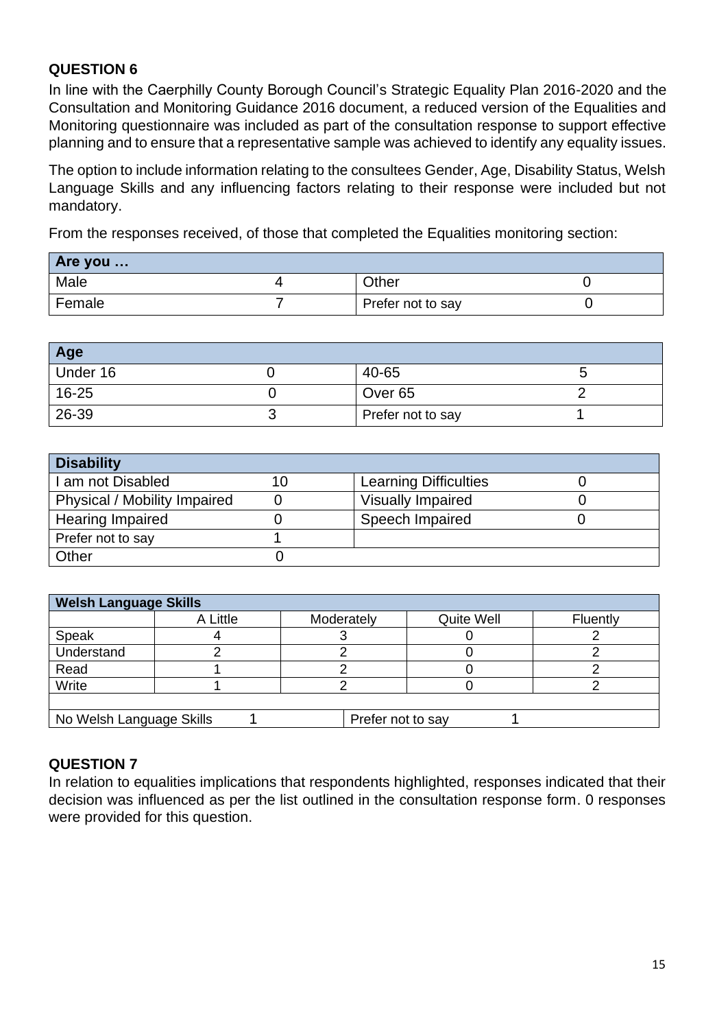## QUESTION 6

In line with the Caerphilly County Borough Council's Strategic Equality Plan 2016-2020 and the Consultation and Monitoring Guidance 2016 document, a reduced version of the Equalities and Monitoring questionnaire was included as part of the consultation response to support effective planning and to ensure that a representative sample was achieved to identify any equality issues.

The option to include information relating to the consultees Gender, Age, Disability Status, Welsh Language Skills and any influencing factors relating to their response were included but not mandatory.

From the responses received, of those that completed the Equalities monitoring section:

| Are you … | | | |
|---|---|---|---|
| Male | 4 | Other | 0 |
| Female | 7 | Prefer not to say | 0 |

| Age | | | |
|---|---|---|---|
| Under 16 | 0 | 40-65 | 5 |
| 16-25 | 0 | Over 65 | 2 |
| 26-39 | 3 | Prefer not to say | 1 |

| Disability | | | |
|---|---|---|---|
| I am not Disabled | 10 | Learning Difficulties | 0 |
| Physical / Mobility Impaired | 0 | Visually Impaired | 0 |
| Hearing Impaired | 0 | Speech Impaired | 0 |
| Prefer not to say | 1 | | |
| Other | 0 | | |

| Welsh Language Skills | | | | |
|---|---|---|---|---|
| | A Little | Moderately | Quite Well | Fluently |
| Speak | 4 | 3 | 0 | 2 |
| Understand | 2 | 2 | 0 | 2 |
| Read | 1 | 2 | 0 | 2 |
| Write | 1 | 2 | 0 | 2 |
| No Welsh Language Skills | 1 | Prefer not to say | 1 | |

## QUESTION 7

In relation to equalities implications that respondents highlighted, responses indicated that their decision was influenced as per the list outlined in the consultation response form. 0 responses were provided for this question.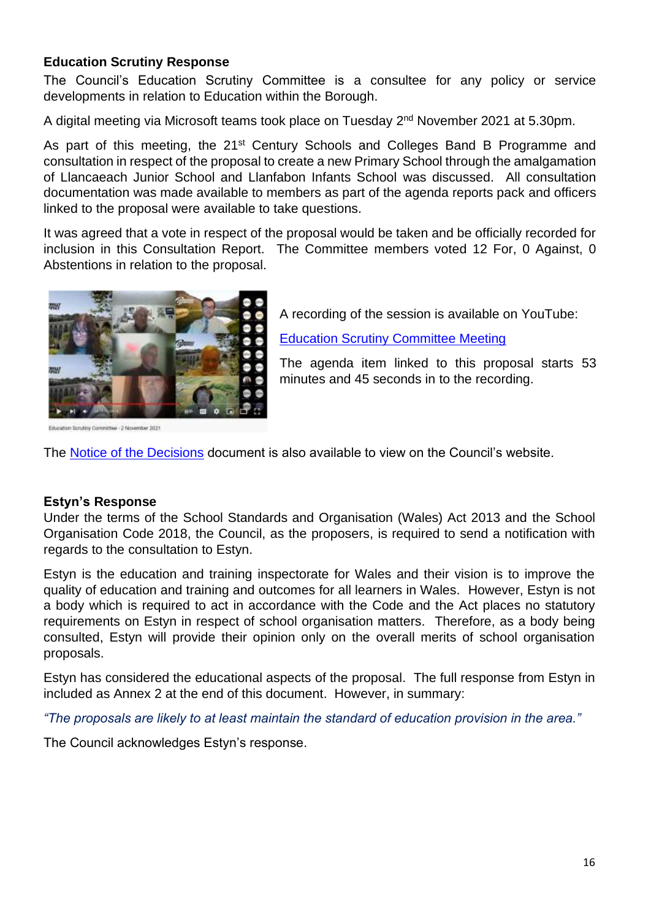**Education Scrutiny Response**

The Council's Education Scrutiny Committee is a consultee for any policy or service developments in relation to Education within the Borough.

A digital meeting via Microsoft teams took place on Tuesday 2nd November 2021 at 5.30pm.

As part of this meeting, the 21st Century Schools and Colleges Band B Programme and consultation in respect of the proposal to create a new Primary School through the amalgamation of Llancaeach Junior School and Llanfabon Infants School was discussed. All consultation documentation was made available to members as part of the agenda reports pack and officers linked to the proposal were available to take questions.

It was agreed that a vote in respect of the proposal would be taken and be officially recorded for inclusion in this Consultation Report. The Committee members voted 12 For, 0 Against, 0 Abstentions in relation to the proposal.

Education Scrutiny Committee - 2 November 2021

A recording of the session is available on YouTube:

Education Scrutiny Committee Meeting

The agenda item linked to this proposal starts 53 minutes and 45 seconds in to the recording.

The Notice of the Decisions document is also available to view on the Council's website.

**Estyn's Response**

Under the terms of the School Standards and Organisation (Wales) Act 2013 and the School Organisation Code 2018, the Council, as the proposers, is required to send a notification with regards to the consultation to Estyn.

Estyn is the education and training inspectorate for Wales and their vision is to improve the quality of education and training and outcomes for all learners in Wales. However, Estyn is not a body which is required to act in accordance with the Code and the Act places no statutory requirements on Estyn in respect of school organisation matters. Therefore, as a body being consulted, Estyn will provide their opinion only on the overall merits of school organisation proposals.

Estyn has considered the educational aspects of the proposal. The full response from Estyn in included as Annex 2 at the end of this document. However, in summary:

*"The proposals are likely to at least maintain the standard of education provision in the area."*

The Council acknowledges Estyn's response.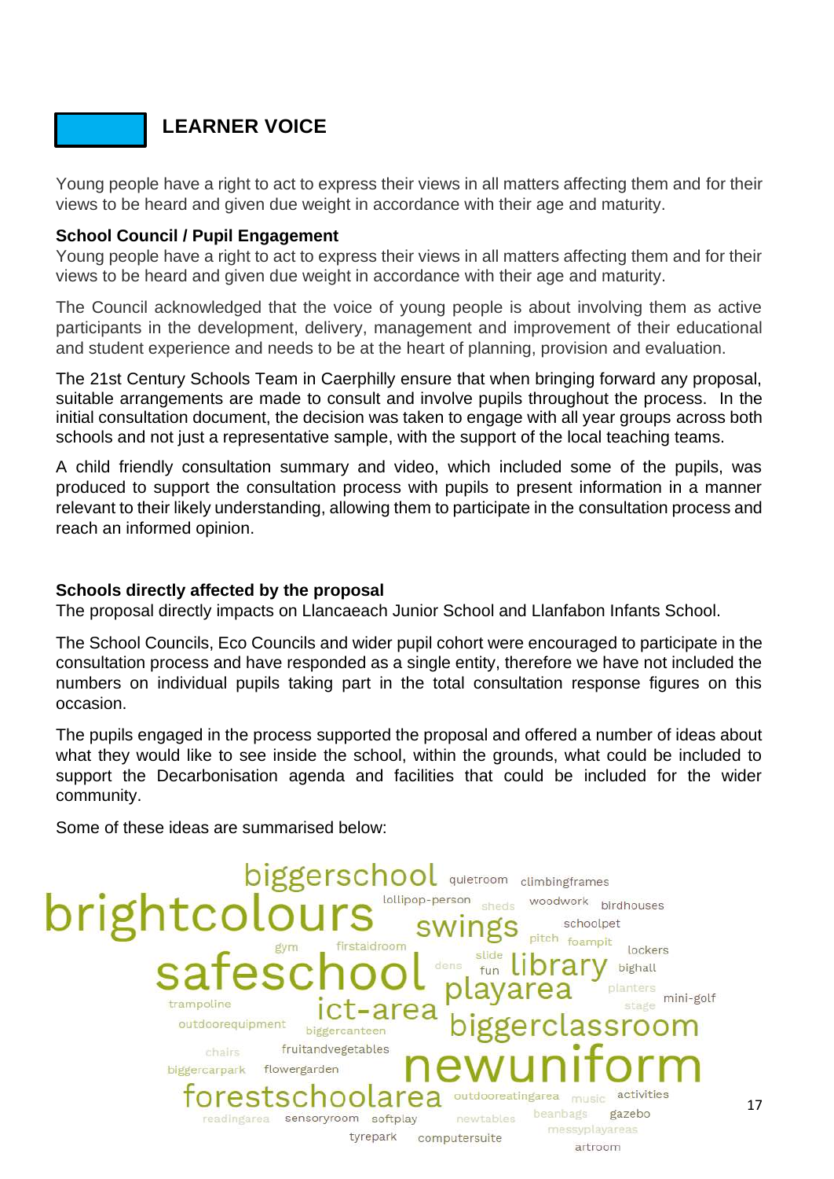## LEARNER VOICE

Young people have a right to act to express their views in all matters affecting them and for their views to be heard and given due weight in accordance with their age and maturity.

**School Council / Pupil Engagement**

Young people have a right to act to express their views in all matters affecting them and for their views to be heard and given due weight in accordance with their age and maturity.

The Council acknowledged that the voice of young people is about involving them as active participants in the development, delivery, management and improvement of their educational and student experience and needs to be at the heart of planning, provision and evaluation.

The 21st Century Schools Team in Caerphilly ensure that when bringing forward any proposal, suitable arrangements are made to consult and involve pupils throughout the process. In the initial consultation document, the decision was taken to engage with all year groups across both schools and not just a representative sample, with the support of the local teaching teams.

A child friendly consultation summary and video, which included some of the pupils, was produced to support the consultation process with pupils to present information in a manner relevant to their likely understanding, allowing them to participate in the consultation process and reach an informed opinion.

**Schools directly affected by the proposal**

The proposal directly impacts on Llancaeach Junior School and Llanfabon Infants School.

The School Councils, Eco Councils and wider pupil cohort were encouraged to participate in the consultation process and have responded as a single entity, therefore we have not included the numbers on individual pupils taking part in the total consultation response figures on this occasion.

The pupils engaged in the process supported the proposal and offered a number of ideas about what they would like to see inside the school, within the grounds, what could be included to support the Decarbonisation agenda and facilities that could be included for the wider community.

Some of these ideas are summarised below:

biggerschool quietroom climbingframes
brightcolours lollipop-person sheds woodwork birdhouses
swings schoolpet
gym firstaidroom pitch foampit
safeschool dens slide fun library lockers bighall
playarea planters
trampoline ict-area stage mini-golf
outdoorequipment biggercanteen biggerclassroom
chairs fruitandvegetables
biggercarpark flowergarden newuniform
forestschoolarea outdooreatingarea music activities
readingarea sensoryroom softplay newtables beanbags gazebo
tyrepark computersuite messyplayareas
artroom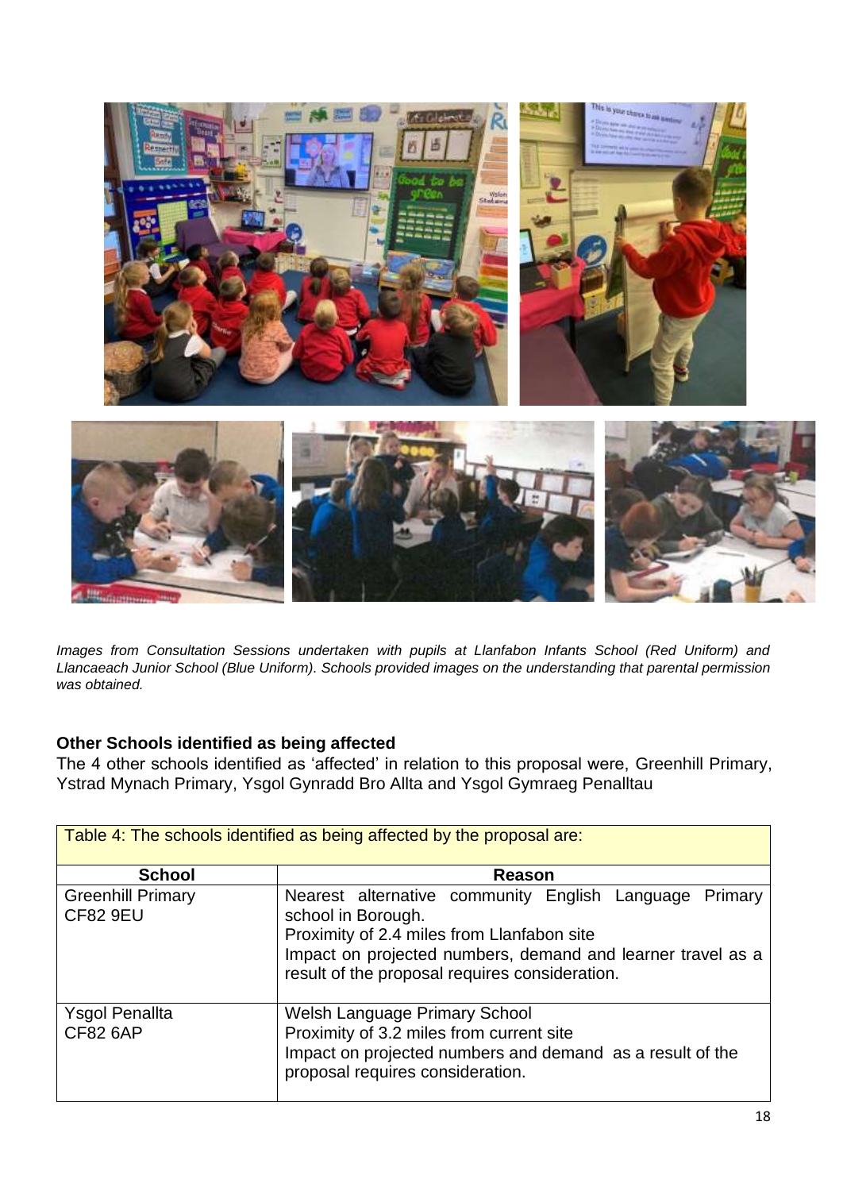*Images from Consultation Sessions undertaken with pupils at Llanfabon Infants School (Red Uniform) and Llancaeach Junior School (Blue Uniform). Schools provided images on the understanding that parental permission was obtained.*

**Other Schools identified as being affected**

The 4 other schools identified as 'affected' in relation to this proposal were, Greenhill Primary, Ystrad Mynach Primary, Ysgol Gynradd Bro Allta and Ysgol Gymraeg Penalltau

| Table 4: The schools identified as being affected by the proposal are: | |
|---|---|
| **School** | **Reason** |
| Greenhill Primary<br>CF82 9EU | Nearest alternative community English Language Primary school in Borough.<br>Proximity of 2.4 miles from Llanfabon site<br>Impact on projected numbers, demand and learner travel as a result of the proposal requires consideration. |
| Ysgol Penallta<br>CF82 6AP | Welsh Language Primary School<br>Proximity of 3.2 miles from current site<br>Impact on projected numbers and demand as a result of the proposal requires consideration. |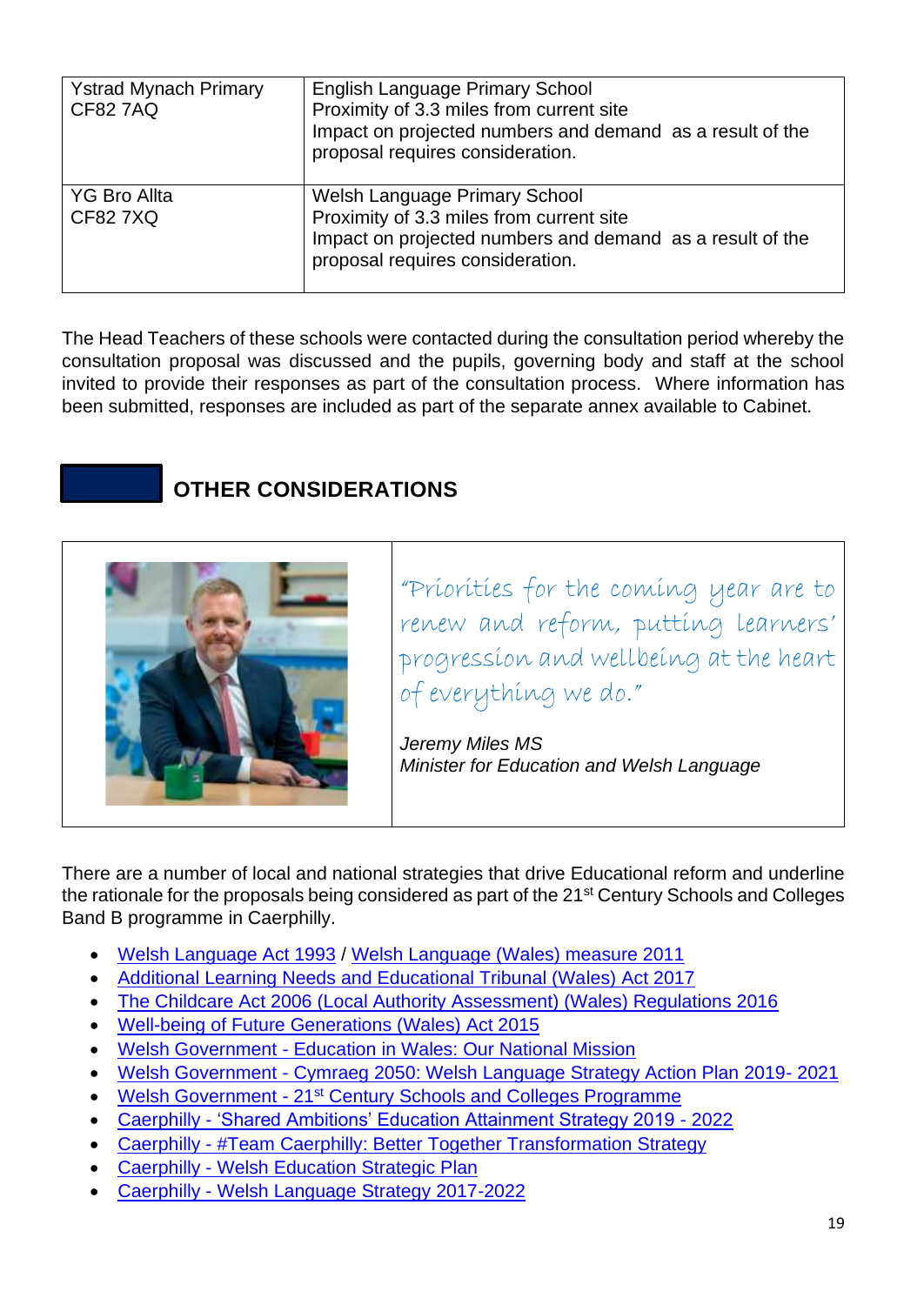| Ystrad Mynach Primary<br>CF82 7AQ | English Language Primary School<br>Proximity of 3.3 miles from current site<br>Impact on projected numbers and demand as a result of the proposal requires consideration. |
| --- | --- |
| YG Bro Allta<br>CF82 7XQ | Welsh Language Primary School<br>Proximity of 3.3 miles from current site<br>Impact on projected numbers and demand as a result of the proposal requires consideration. |

The Head Teachers of these schools were contacted during the consultation period whereby the consultation proposal was discussed and the pupils, governing body and staff at the school invited to provide their responses as part of the consultation process. Where information has been submitted, responses are included as part of the separate annex available to Cabinet.

## OTHER CONSIDERATIONS

"Priorities for the coming year are to renew and reform, putting learners' progression and wellbeing at the heart of everything we do."

*Jeremy Miles MS*
*Minister for Education and Welsh Language*

There are a number of local and national strategies that drive Educational reform and underline the rationale for the proposals being considered as part of the 21st Century Schools and Colleges Band B programme in Caerphilly.

- Welsh Language Act 1993 / Welsh Language (Wales) measure 2011
- Additional Learning Needs and Educational Tribunal (Wales) Act 2017
- The Childcare Act 2006 (Local Authority Assessment) (Wales) Regulations 2016
- Well-being of Future Generations (Wales) Act 2015
- Welsh Government - Education in Wales: Our National Mission
- Welsh Government - Cymraeg 2050: Welsh Language Strategy Action Plan 2019- 2021
- Welsh Government - 21st Century Schools and Colleges Programme
- Caerphilly - 'Shared Ambitions' Education Attainment Strategy 2019 - 2022
- Caerphilly - #Team Caerphilly: Better Together Transformation Strategy
- Caerphilly - Welsh Education Strategic Plan
- Caerphilly - Welsh Language Strategy 2017-2022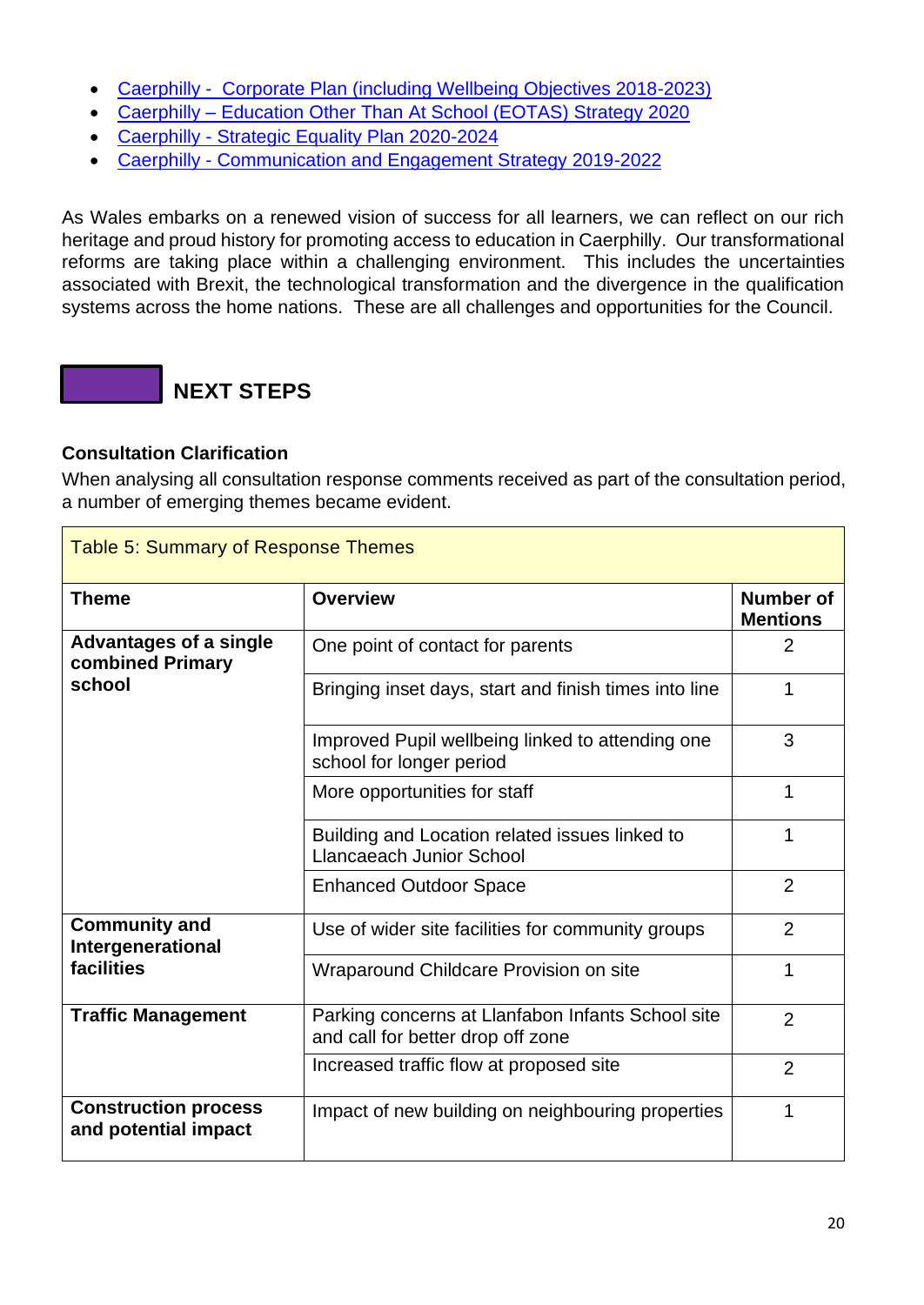- Caerphilly - Corporate Plan (including Wellbeing Objectives 2018-2023)
- Caerphilly – Education Other Than At School (EOTAS) Strategy 2020
- Caerphilly - Strategic Equality Plan 2020-2024
- Caerphilly - Communication and Engagement Strategy 2019-2022

As Wales embarks on a renewed vision of success for all learners, we can reflect on our rich heritage and proud history for promoting access to education in Caerphilly. Our transformational reforms are taking place within a challenging environment. This includes the uncertainties associated with Brexit, the technological transformation and the divergence in the qualification systems across the home nations. These are all challenges and opportunities for the Council.

## NEXT STEPS

### Consultation Clarification

When analysing all consultation response comments received as part of the consultation period, a number of emerging themes became evident.

| Table 5: Summary of Response Themes | | |
|---|---|---|
| **Theme** | **Overview** | **Number of Mentions** |
| **Advantages of a single combined Primary school** | One point of contact for parents | 2 |
| | Bringing inset days, start and finish times into line | 1 |
| | Improved Pupil wellbeing linked to attending one school for longer period | 3 |
| | More opportunities for staff | 1 |
| | Building and Location related issues linked to Llancaeach Junior School | 1 |
| | Enhanced Outdoor Space | 2 |
| **Community and Intergenerational facilities** | Use of wider site facilities for community groups | 2 |
| | Wraparound Childcare Provision on site | 1 |
| **Traffic Management** | Parking concerns at Llanfabon Infants School site and call for better drop off zone | 2 |
| | Increased traffic flow at proposed site | 2 |
| **Construction process and potential impact** | Impact of new building on neighbouring properties | 1 |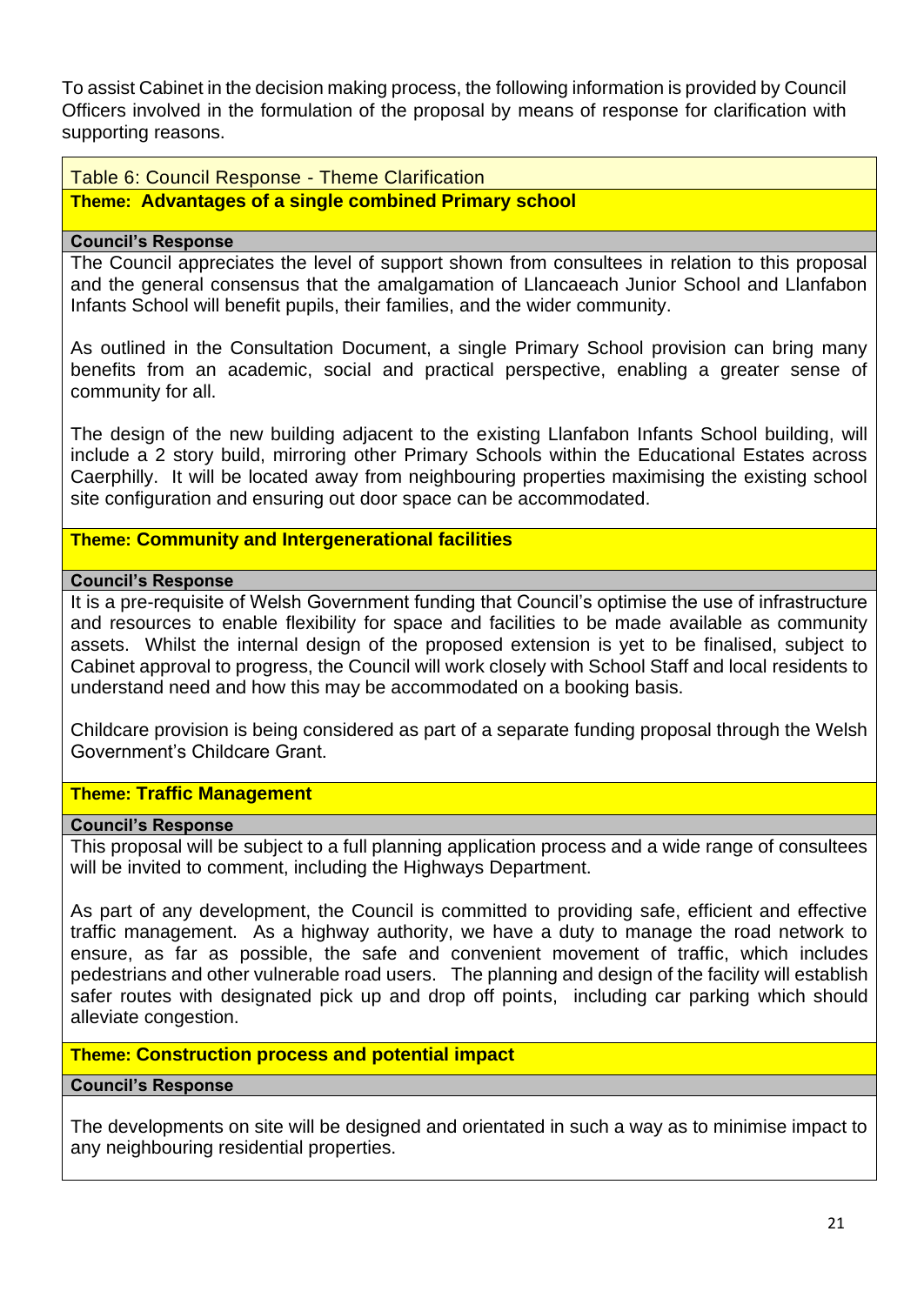To assist Cabinet in the decision making process, the following information is provided by Council Officers involved in the formulation of the proposal by means of response for clarification with supporting reasons.

Table 6: Council Response - Theme Clarification

**Theme: Advantages of a single combined Primary school**

**Council's Response**

The Council appreciates the level of support shown from consultees in relation to this proposal and the general consensus that the amalgamation of Llancaeach Junior School and Llanfabon Infants School will benefit pupils, their families, and the wider community.

As outlined in the Consultation Document, a single Primary School provision can bring many benefits from an academic, social and practical perspective, enabling a greater sense of community for all.

The design of the new building adjacent to the existing Llanfabon Infants School building, will include a 2 story build, mirroring other Primary Schools within the Educational Estates across Caerphilly. It will be located away from neighbouring properties maximising the existing school site configuration and ensuring out door space can be accommodated.

**Theme: Community and Intergenerational facilities**

**Council's Response**

It is a pre-requisite of Welsh Government funding that Council's optimise the use of infrastructure and resources to enable flexibility for space and facilities to be made available as community assets. Whilst the internal design of the proposed extension is yet to be finalised, subject to Cabinet approval to progress, the Council will work closely with School Staff and local residents to understand need and how this may be accommodated on a booking basis.

Childcare provision is being considered as part of a separate funding proposal through the Welsh Government's Childcare Grant.

**Theme: Traffic Management**

**Council's Response**

This proposal will be subject to a full planning application process and a wide range of consultees will be invited to comment, including the Highways Department.

As part of any development, the Council is committed to providing safe, efficient and effective traffic management. As a highway authority, we have a duty to manage the road network to ensure, as far as possible, the safe and convenient movement of traffic, which includes pedestrians and other vulnerable road users. The planning and design of the facility will establish safer routes with designated pick up and drop off points, including car parking which should alleviate congestion.

**Theme: Construction process and potential impact**

**Council's Response**

The developments on site will be designed and orientated in such a way as to minimise impact to any neighbouring residential properties.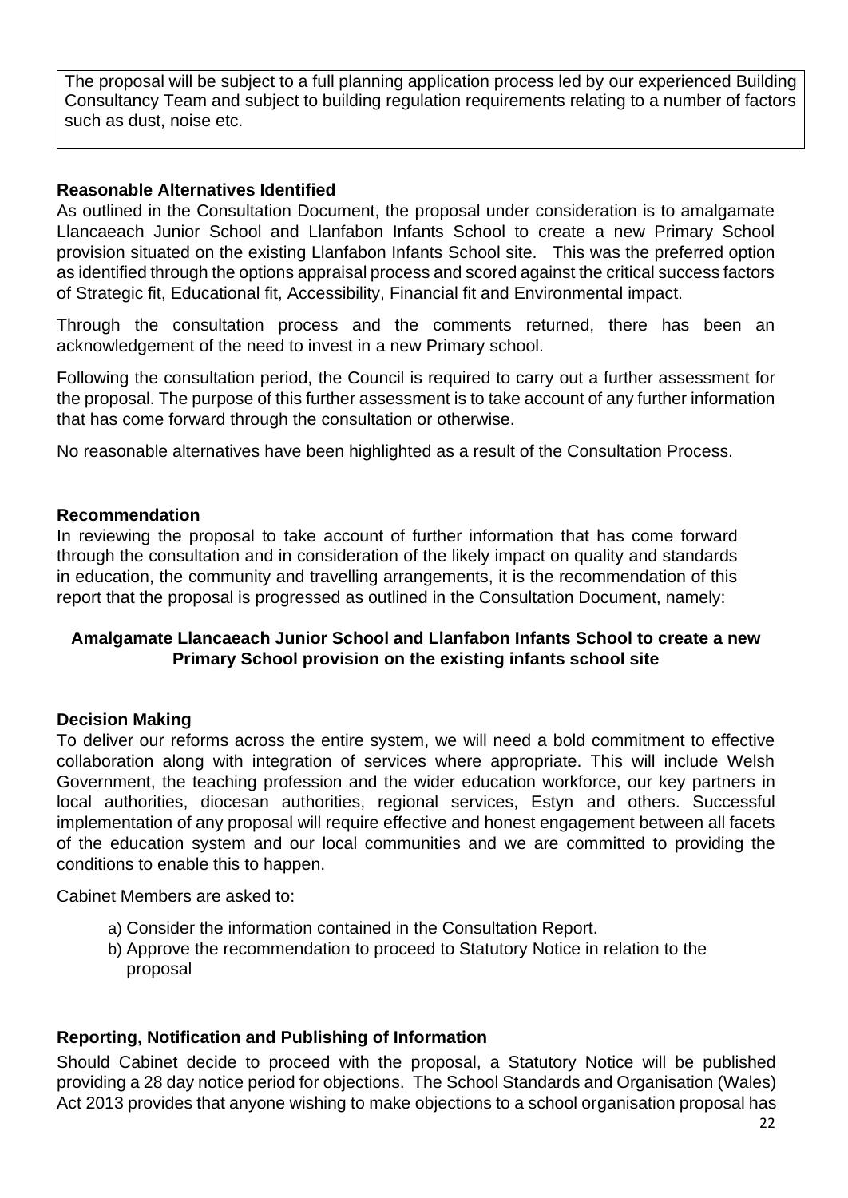The proposal will be subject to a full planning application process led by our experienced Building Consultancy Team and subject to building regulation requirements relating to a number of factors such as dust, noise etc.

**Reasonable Alternatives Identified**

As outlined in the Consultation Document, the proposal under consideration is to amalgamate Llancaeach Junior School and Llanfabon Infants School to create a new Primary School provision situated on the existing Llanfabon Infants School site. This was the preferred option as identified through the options appraisal process and scored against the critical success factors of Strategic fit, Educational fit, Accessibility, Financial fit and Environmental impact.

Through the consultation process and the comments returned, there has been an acknowledgement of the need to invest in a new Primary school.

Following the consultation period, the Council is required to carry out a further assessment for the proposal. The purpose of this further assessment is to take account of any further information that has come forward through the consultation or otherwise.

No reasonable alternatives have been highlighted as a result of the Consultation Process.

**Recommendation**

In reviewing the proposal to take account of further information that has come forward through the consultation and in consideration of the likely impact on quality and standards in education, the community and travelling arrangements, it is the recommendation of this report that the proposal is progressed as outlined in the Consultation Document, namely:

**Amalgamate Llancaeach Junior School and Llanfabon Infants School to create a new Primary School provision on the existing infants school site**

**Decision Making**

To deliver our reforms across the entire system, we will need a bold commitment to effective collaboration along with integration of services where appropriate. This will include Welsh Government, the teaching profession and the wider education workforce, our key partners in local authorities, diocesan authorities, regional services, Estyn and others. Successful implementation of any proposal will require effective and honest engagement between all facets of the education system and our local communities and we are committed to providing the conditions to enable this to happen.

Cabinet Members are asked to:

a) Consider the information contained in the Consultation Report.
b) Approve the recommendation to proceed to Statutory Notice in relation to the proposal

**Reporting, Notification and Publishing of Information**

Should Cabinet decide to proceed with the proposal, a Statutory Notice will be published providing a 28 day notice period for objections. The School Standards and Organisation (Wales) Act 2013 provides that anyone wishing to make objections to a school organisation proposal has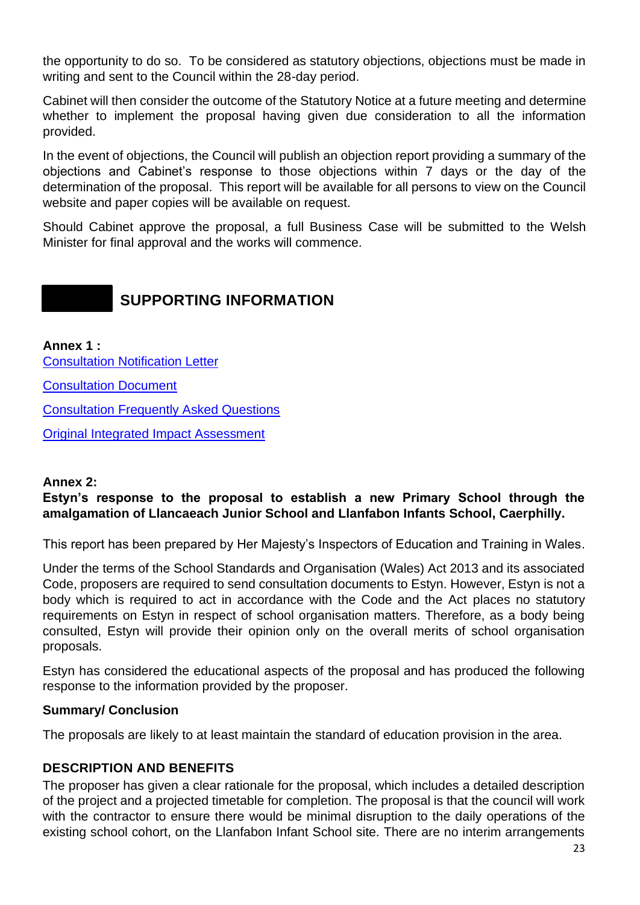the opportunity to do so. To be considered as statutory objections, objections must be made in writing and sent to the Council within the 28-day period.

Cabinet will then consider the outcome of the Statutory Notice at a future meeting and determine whether to implement the proposal having given due consideration to all the information provided.

In the event of objections, the Council will publish an objection report providing a summary of the objections and Cabinet's response to those objections within 7 days or the day of the determination of the proposal. This report will be available for all persons to view on the Council website and paper copies will be available on request.

Should Cabinet approve the proposal, a full Business Case will be submitted to the Welsh Minister for final approval and the works will commence.

## SUPPORTING INFORMATION

**Annex 1 :**

Consultation Notification Letter

Consultation Document

Consultation Frequently Asked Questions

Original Integrated Impact Assessment

**Annex 2:**

**Estyn's response to the proposal to establish a new Primary School through the amalgamation of Llancaeach Junior School and Llanfabon Infants School, Caerphilly.**

This report has been prepared by Her Majesty's Inspectors of Education and Training in Wales.

Under the terms of the School Standards and Organisation (Wales) Act 2013 and its associated Code, proposers are required to send consultation documents to Estyn. However, Estyn is not a body which is required to act in accordance with the Code and the Act places no statutory requirements on Estyn in respect of school organisation matters. Therefore, as a body being consulted, Estyn will provide their opinion only on the overall merits of school organisation proposals.

Estyn has considered the educational aspects of the proposal and has produced the following response to the information provided by the proposer.

**Summary/ Conclusion**

The proposals are likely to at least maintain the standard of education provision in the area.

**DESCRIPTION AND BENEFITS**

The proposer has given a clear rationale for the proposal, which includes a detailed description of the project and a projected timetable for completion. The proposal is that the council will work with the contractor to ensure there would be minimal disruption to the daily operations of the existing school cohort, on the Llanfabon Infant School site. There are no interim arrangements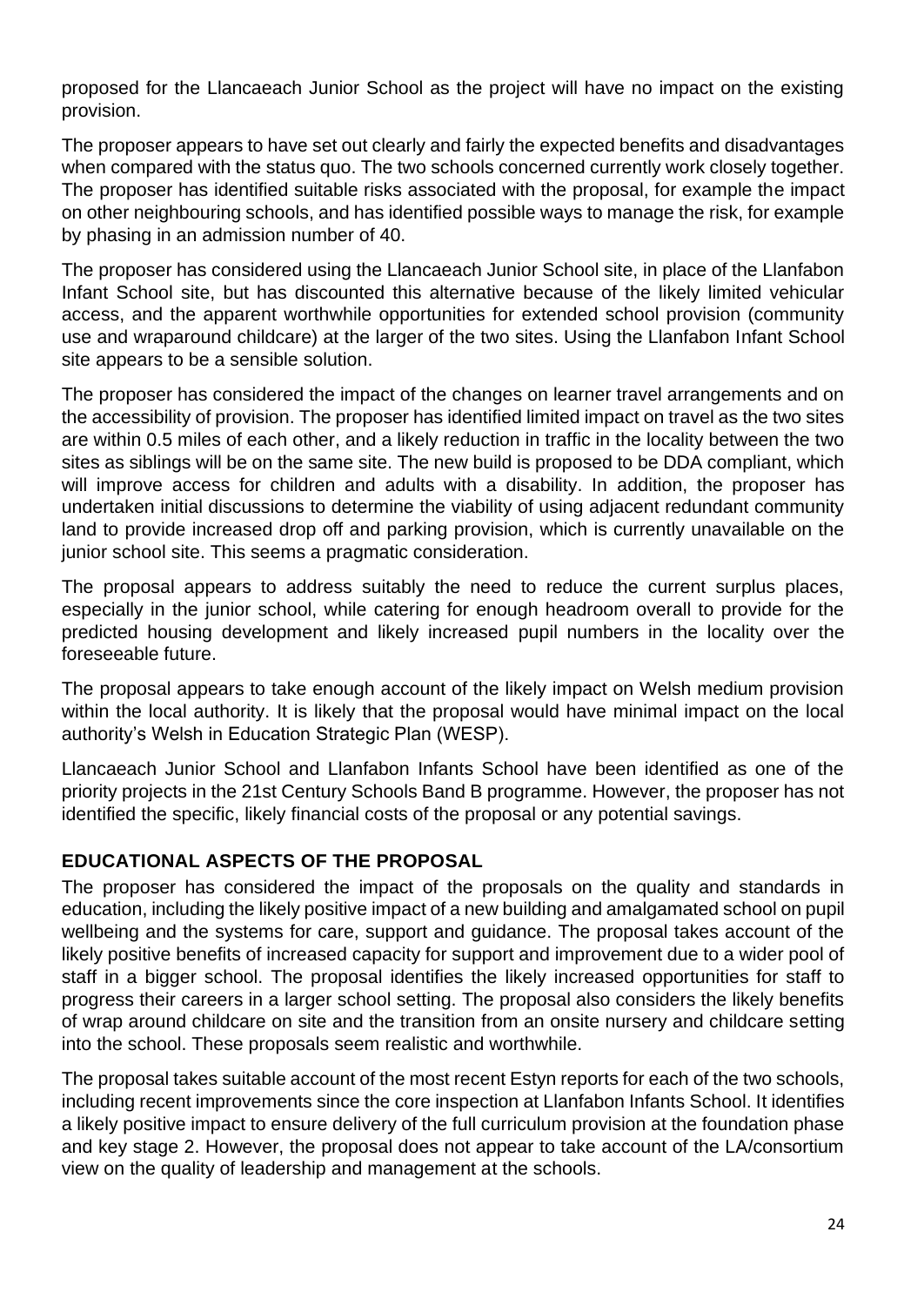proposed for the Llancaeach Junior School as the project will have no impact on the existing provision.

The proposer appears to have set out clearly and fairly the expected benefits and disadvantages when compared with the status quo. The two schools concerned currently work closely together. The proposer has identified suitable risks associated with the proposal, for example the impact on other neighbouring schools, and has identified possible ways to manage the risk, for example by phasing in an admission number of 40.

The proposer has considered using the Llancaeach Junior School site, in place of the Llanfabon Infant School site, but has discounted this alternative because of the likely limited vehicular access, and the apparent worthwhile opportunities for extended school provision (community use and wraparound childcare) at the larger of the two sites. Using the Llanfabon Infant School site appears to be a sensible solution.

The proposer has considered the impact of the changes on learner travel arrangements and on the accessibility of provision. The proposer has identified limited impact on travel as the two sites are within 0.5 miles of each other, and a likely reduction in traffic in the locality between the two sites as siblings will be on the same site. The new build is proposed to be DDA compliant, which will improve access for children and adults with a disability. In addition, the proposer has undertaken initial discussions to determine the viability of using adjacent redundant community land to provide increased drop off and parking provision, which is currently unavailable on the junior school site. This seems a pragmatic consideration.

The proposal appears to address suitably the need to reduce the current surplus places, especially in the junior school, while catering for enough headroom overall to provide for the predicted housing development and likely increased pupil numbers in the locality over the foreseeable future.

The proposal appears to take enough account of the likely impact on Welsh medium provision within the local authority. It is likely that the proposal would have minimal impact on the local authority's Welsh in Education Strategic Plan (WESP).

Llancaeach Junior School and Llanfabon Infants School have been identified as one of the priority projects in the 21st Century Schools Band B programme. However, the proposer has not identified the specific, likely financial costs of the proposal or any potential savings.

## EDUCATIONAL ASPECTS OF THE PROPOSAL

The proposer has considered the impact of the proposals on the quality and standards in education, including the likely positive impact of a new building and amalgamated school on pupil wellbeing and the systems for care, support and guidance. The proposal takes account of the likely positive benefits of increased capacity for support and improvement due to a wider pool of staff in a bigger school. The proposal identifies the likely increased opportunities for staff to progress their careers in a larger school setting. The proposal also considers the likely benefits of wrap around childcare on site and the transition from an onsite nursery and childcare setting into the school. These proposals seem realistic and worthwhile.

The proposal takes suitable account of the most recent Estyn reports for each of the two schools, including recent improvements since the core inspection at Llanfabon Infants School. It identifies a likely positive impact to ensure delivery of the full curriculum provision at the foundation phase and key stage 2. However, the proposal does not appear to take account of the LA/consortium view on the quality of leadership and management at the schools.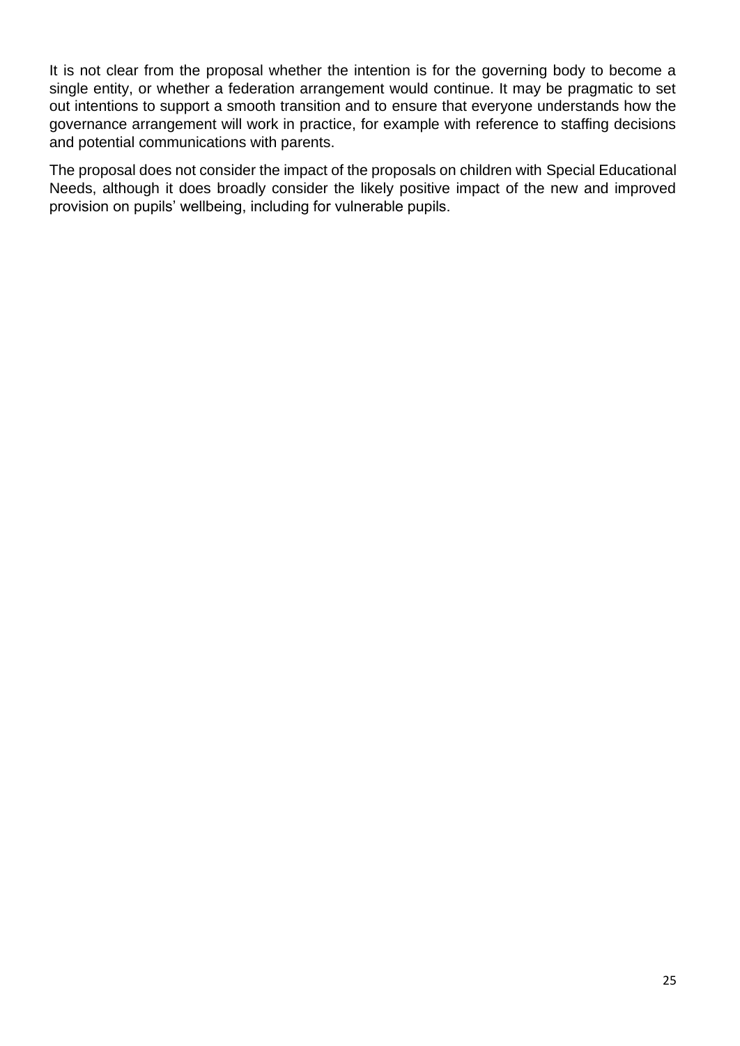It is not clear from the proposal whether the intention is for the governing body to become a single entity, or whether a federation arrangement would continue. It may be pragmatic to set out intentions to support a smooth transition and to ensure that everyone understands how the governance arrangement will work in practice, for example with reference to staffing decisions and potential communications with parents.

The proposal does not consider the impact of the proposals on children with Special Educational Needs, although it does broadly consider the likely positive impact of the new and improved provision on pupils' wellbeing, including for vulnerable pupils.